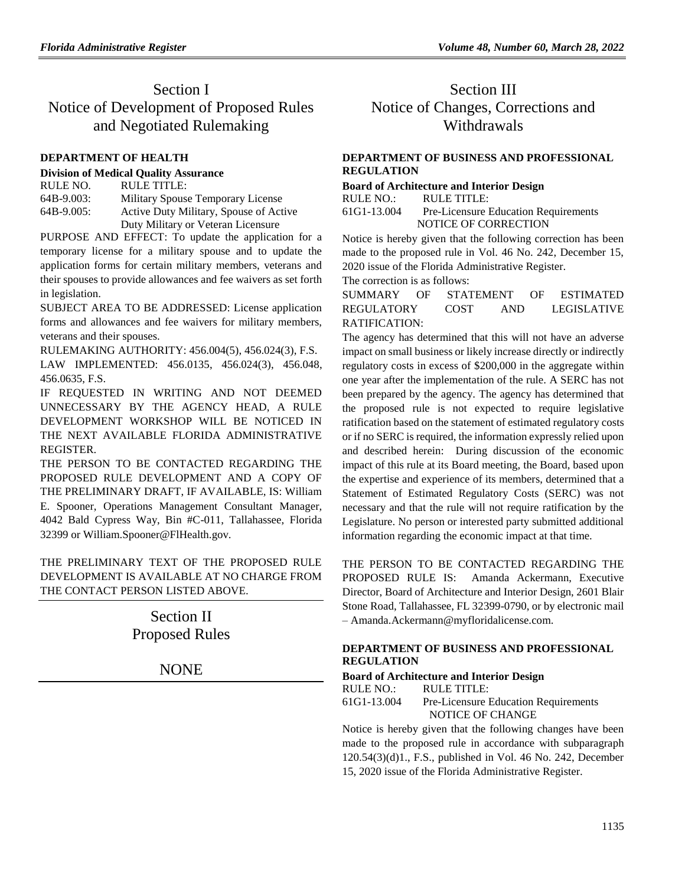# Section I
# Notice of Development of Proposed Rules and Negotiated Rulemaking

### DEPARTMENT OF HEALTH

**Division of Medical Quality Assurance**

| RULE NO. | RULE TITLE: |
|---|---|
| 64B-9.003: | Military Spouse Temporary License |
| 64B-9.005: | Active Duty Military, Spouse of Active Duty Military or Veteran Licensure |

PURPOSE AND EFFECT: To update the application for a temporary license for a military spouse and to update the application forms for certain military members, veterans and their spouses to provide allowances and fee waivers as set forth in legislation.

SUBJECT AREA TO BE ADDRESSED: License application forms and allowances and fee waivers for military members, veterans and their spouses.

RULEMAKING AUTHORITY: 456.004(5), 456.024(3), F.S.

LAW IMPLEMENTED: 456.0135, 456.024(3), 456.048, 456.0635, F.S.

IF REQUESTED IN WRITING AND NOT DEEMED UNNECESSARY BY THE AGENCY HEAD, A RULE DEVELOPMENT WORKSHOP WILL BE NOTICED IN THE NEXT AVAILABLE FLORIDA ADMINISTRATIVE REGISTER.

THE PERSON TO BE CONTACTED REGARDING THE PROPOSED RULE DEVELOPMENT AND A COPY OF THE PRELIMINARY DRAFT, IF AVAILABLE, IS: William E. Spooner, Operations Management Consultant Manager, 4042 Bald Cypress Way, Bin #C-011, Tallahassee, Florida 32399 or William.Spooner@FlHealth.gov.

THE PRELIMINARY TEXT OF THE PROPOSED RULE DEVELOPMENT IS AVAILABLE AT NO CHARGE FROM THE CONTACT PERSON LISTED ABOVE.

# Section II
# Proposed Rules

NONE

# Section III
# Notice of Changes, Corrections and Withdrawals

### DEPARTMENT OF BUSINESS AND PROFESSIONAL REGULATION

**Board of Architecture and Interior Design**

| RULE NO.: | RULE TITLE: |
|---|---|
| 61G1-13.004 | Pre-Licensure Education Requirements |

NOTICE OF CORRECTION

Notice is hereby given that the following correction has been made to the proposed rule in Vol. 46 No. 242, December 15, 2020 issue of the Florida Administrative Register.

The correction is as follows:

SUMMARY OF STATEMENT OF ESTIMATED REGULATORY COST AND LEGISLATIVE RATIFICATION:

The agency has determined that this will not have an adverse impact on small business or likely increase directly or indirectly regulatory costs in excess of $200,000 in the aggregate within one year after the implementation of the rule. A SERC has not been prepared by the agency. The agency has determined that the proposed rule is not expected to require legislative ratification based on the statement of estimated regulatory costs or if no SERC is required, the information expressly relied upon and described herein: During discussion of the economic impact of this rule at its Board meeting, the Board, based upon the expertise and experience of its members, determined that a Statement of Estimated Regulatory Costs (SERC) was not necessary and that the rule will not require ratification by the Legislature. No person or interested party submitted additional information regarding the economic impact at that time.

THE PERSON TO BE CONTACTED REGARDING THE PROPOSED RULE IS: Amanda Ackermann, Executive Director, Board of Architecture and Interior Design, 2601 Blair Stone Road, Tallahassee, FL 32399-0790, or by electronic mail – Amanda.Ackermann@myfloridalicense.com.

### DEPARTMENT OF BUSINESS AND PROFESSIONAL REGULATION

**Board of Architecture and Interior Design**

| RULE NO.: | RULE TITLE: |
|---|---|
| 61G1-13.004 | Pre-Licensure Education Requirements |

NOTICE OF CHANGE

Notice is hereby given that the following changes have been made to the proposed rule in accordance with subparagraph 120.54(3)(d)1., F.S., published in Vol. 46 No. 242, December 15, 2020 issue of the Florida Administrative Register.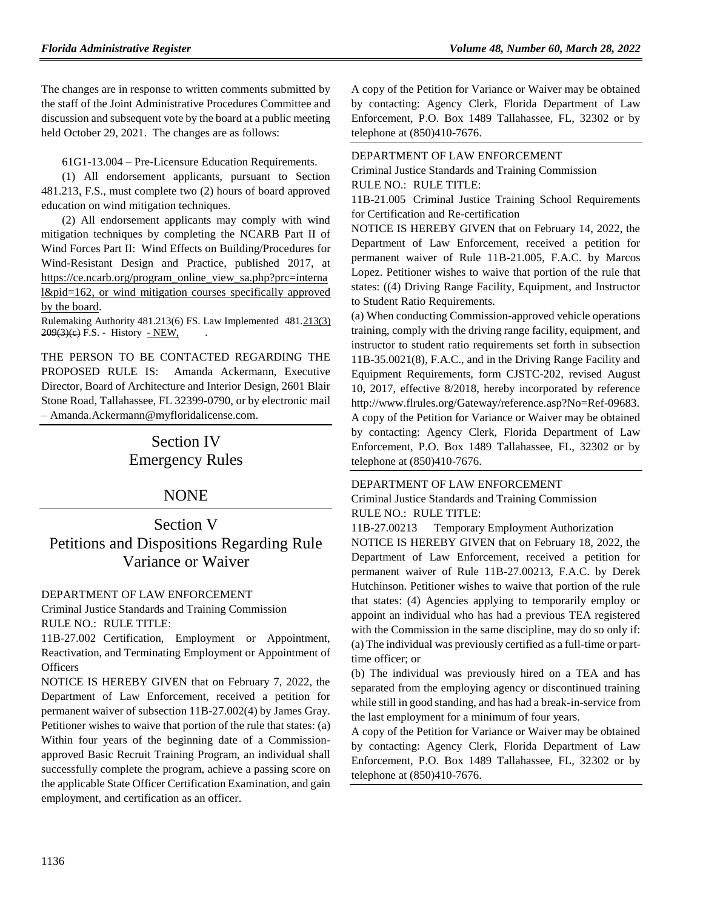The changes are in response to written comments submitted by the staff of the Joint Administrative Procedures Committee and discussion and subsequent vote by the board at a public meeting held October 29, 2021. The changes are as follows:

61G1-13.004 – Pre-Licensure Education Requirements.

(1) All endorsement applicants, pursuant to Section 481.213, F.S., must complete two (2) hours of board approved education on wind mitigation techniques.

(2) All endorsement applicants may comply with wind mitigation techniques by completing the NCARB Part II of Wind Forces Part II: Wind Effects on Building/Procedures for Wind-Resistant Design and Practice, published 2017, at https://ce.ncarb.org/program_online_view_sa.php?prc=internal&pid=162, or wind mitigation courses specifically approved by the board.

Rulemaking Authority 481.213(6) FS. Law Implemented 481.213(3) ~~209(3)(c)~~ F.S. - History - NEW, .

THE PERSON TO BE CONTACTED REGARDING THE PROPOSED RULE IS: Amanda Ackermann, Executive Director, Board of Architecture and Interior Design, 2601 Blair Stone Road, Tallahassee, FL 32399-0790, or by electronic mail – Amanda.Ackermann@myfloridalicense.com.

# Section IV Emergency Rules

## NONE

# Section V Petitions and Dispositions Regarding Rule Variance or Waiver

DEPARTMENT OF LAW ENFORCEMENT

Criminal Justice Standards and Training Commission

RULE NO.: RULE TITLE:

11B-27.002 Certification, Employment or Appointment, Reactivation, and Terminating Employment or Appointment of Officers

NOTICE IS HEREBY GIVEN that on February 7, 2022, the Department of Law Enforcement, received a petition for permanent waiver of subsection 11B-27.002(4) by James Gray. Petitioner wishes to waive that portion of the rule that states: (a) Within four years of the beginning date of a Commission-approved Basic Recruit Training Program, an individual shall successfully complete the program, achieve a passing score on the applicable State Officer Certification Examination, and gain employment, and certification as an officer.

A copy of the Petition for Variance or Waiver may be obtained by contacting: Agency Clerk, Florida Department of Law Enforcement, P.O. Box 1489 Tallahassee, FL, 32302 or by telephone at (850)410-7676.

DEPARTMENT OF LAW ENFORCEMENT

Criminal Justice Standards and Training Commission

RULE NO.: RULE TITLE:

11B-21.005 Criminal Justice Training School Requirements for Certification and Re-certification

NOTICE IS HEREBY GIVEN that on February 14, 2022, the Department of Law Enforcement, received a petition for permanent waiver of Rule 11B-21.005, F.A.C. by Marcos Lopez. Petitioner wishes to waive that portion of the rule that states: ((4) Driving Range Facility, Equipment, and Instructor to Student Ratio Requirements.

(a) When conducting Commission-approved vehicle operations training, comply with the driving range facility, equipment, and instructor to student ratio requirements set forth in subsection 11B-35.0021(8), F.A.C., and in the Driving Range Facility and Equipment Requirements, form CJSTC-202, revised August 10, 2017, effective 8/2018, hereby incorporated by reference http://www.flrules.org/Gateway/reference.asp?No=Ref-09683.

A copy of the Petition for Variance or Waiver may be obtained by contacting: Agency Clerk, Florida Department of Law Enforcement, P.O. Box 1489 Tallahassee, FL, 32302 or by telephone at (850)410-7676.

DEPARTMENT OF LAW ENFORCEMENT

Criminal Justice Standards and Training Commission

RULE NO.: RULE TITLE:

11B-27.00213 Temporary Employment Authorization

NOTICE IS HEREBY GIVEN that on February 18, 2022, the Department of Law Enforcement, received a petition for permanent waiver of Rule 11B-27.00213, F.A.C. by Derek Hutchinson. Petitioner wishes to waive that portion of the rule that states: (4) Agencies applying to temporarily employ or appoint an individual who has had a previous TEA registered with the Commission in the same discipline, may do so only if:

(a) The individual was previously certified as a full-time or part-time officer; or

(b) The individual was previously hired on a TEA and has separated from the employing agency or discontinued training while still in good standing, and has had a break-in-service from the last employment for a minimum of four years.

A copy of the Petition for Variance or Waiver may be obtained by contacting: Agency Clerk, Florida Department of Law Enforcement, P.O. Box 1489 Tallahassee, FL, 32302 or by telephone at (850)410-7676.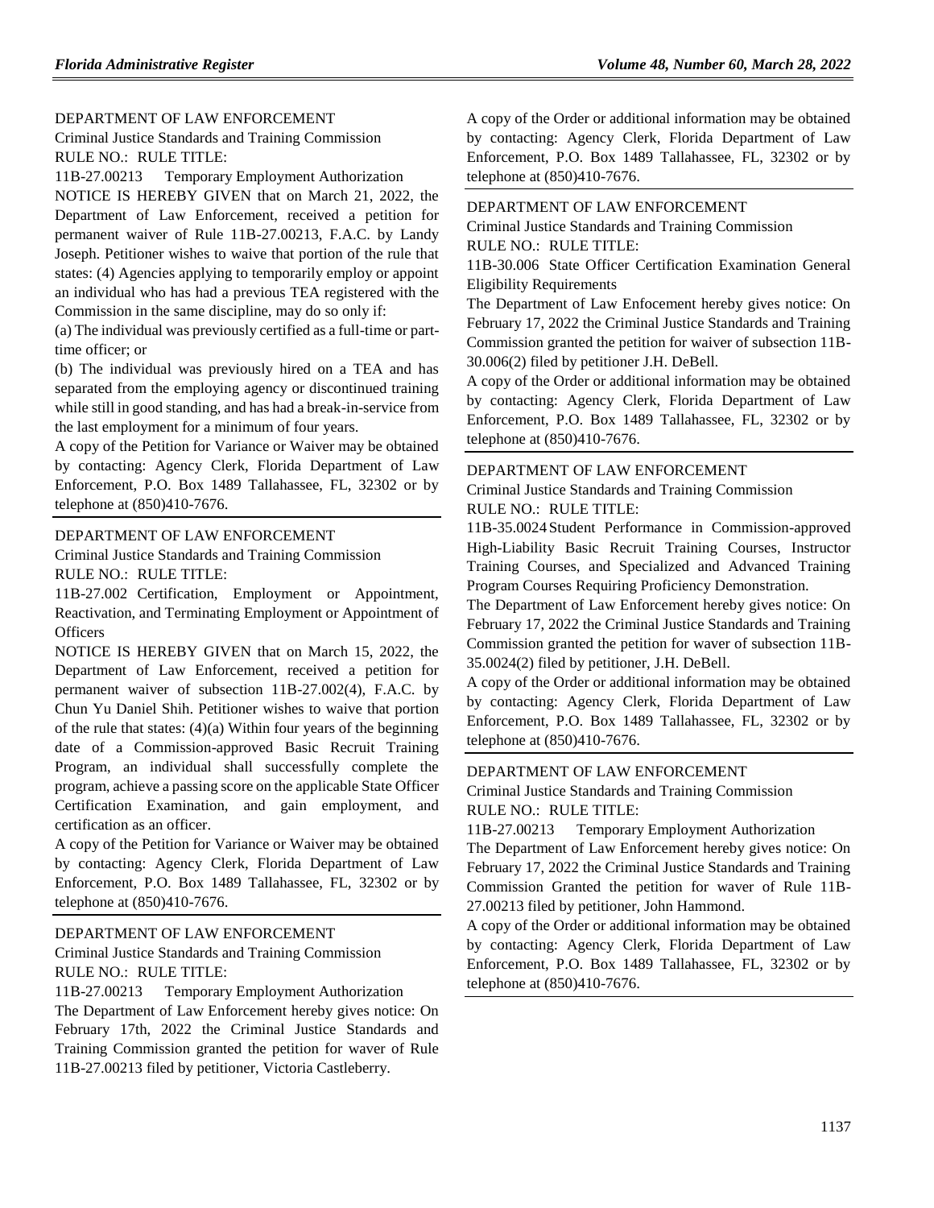DEPARTMENT OF LAW ENFORCEMENT

Criminal Justice Standards and Training Commission

RULE NO.: RULE TITLE:

11B-27.00213 Temporary Employment Authorization

NOTICE IS HEREBY GIVEN that on March 21, 2022, the Department of Law Enforcement, received a petition for permanent waiver of Rule 11B-27.00213, F.A.C. by Landy Joseph. Petitioner wishes to waive that portion of the rule that states: (4) Agencies applying to temporarily employ or appoint an individual who has had a previous TEA registered with the Commission in the same discipline, may do so only if:

(a) The individual was previously certified as a full-time or part-time officer; or

(b) The individual was previously hired on a TEA and has separated from the employing agency or discontinued training while still in good standing, and has had a break-in-service from the last employment for a minimum of four years.

A copy of the Petition for Variance or Waiver may be obtained by contacting: Agency Clerk, Florida Department of Law Enforcement, P.O. Box 1489 Tallahassee, FL, 32302 or by telephone at (850)410-7676.

---

DEPARTMENT OF LAW ENFORCEMENT

Criminal Justice Standards and Training Commission

RULE NO.: RULE TITLE:

11B-27.002 Certification, Employment or Appointment, Reactivation, and Terminating Employment or Appointment of Officers

NOTICE IS HEREBY GIVEN that on March 15, 2022, the Department of Law Enforcement, received a petition for permanent waiver of subsection 11B-27.002(4), F.A.C. by Chun Yu Daniel Shih. Petitioner wishes to waive that portion of the rule that states: (4)(a) Within four years of the beginning date of a Commission-approved Basic Recruit Training Program, an individual shall successfully complete the program, achieve a passing score on the applicable State Officer Certification Examination, and gain employment, and certification as an officer.

A copy of the Petition for Variance or Waiver may be obtained by contacting: Agency Clerk, Florida Department of Law Enforcement, P.O. Box 1489 Tallahassee, FL, 32302 or by telephone at (850)410-7676.

---

DEPARTMENT OF LAW ENFORCEMENT

Criminal Justice Standards and Training Commission

RULE NO.: RULE TITLE:

11B-27.00213 Temporary Employment Authorization

The Department of Law Enforcement hereby gives notice: On February 17th, 2022 the Criminal Justice Standards and Training Commission granted the petition for waiver of Rule 11B-27.00213 filed by petitioner, Victoria Castleberry.

A copy of the Order or additional information may be obtained by contacting: Agency Clerk, Florida Department of Law Enforcement, P.O. Box 1489 Tallahassee, FL, 32302 or by telephone at (850)410-7676.

---

DEPARTMENT OF LAW ENFORCEMENT

Criminal Justice Standards and Training Commission

RULE NO.: RULE TITLE:

11B-30.006 State Officer Certification Examination General Eligibility Requirements

The Department of Law Enfocement hereby gives notice: On February 17, 2022 the Criminal Justice Standards and Training Commission granted the petition for waiver of subsection 11B-30.006(2) filed by petitioner J.H. DeBell.

A copy of the Order or additional information may be obtained by contacting: Agency Clerk, Florida Department of Law Enforcement, P.O. Box 1489 Tallahassee, FL, 32302 or by telephone at (850)410-7676.

---

DEPARTMENT OF LAW ENFORCEMENT

Criminal Justice Standards and Training Commission

RULE NO.: RULE TITLE:

11B-35.0024 Student Performance in Commission-approved High-Liability Basic Recruit Training Courses, Instructor Training Courses, and Specialized and Advanced Training Program Courses Requiring Proficiency Demonstration.

The Department of Law Enforcement hereby gives notice: On February 17, 2022 the Criminal Justice Standards and Training Commission granted the petition for waver of subsection 11B-35.0024(2) filed by petitioner, J.H. DeBell.

A copy of the Order or additional information may be obtained by contacting: Agency Clerk, Florida Department of Law Enforcement, P.O. Box 1489 Tallahassee, FL, 32302 or by telephone at (850)410-7676.

---

DEPARTMENT OF LAW ENFORCEMENT

Criminal Justice Standards and Training Commission

RULE NO.: RULE TITLE:

11B-27.00213 Temporary Employment Authorization

The Department of Law Enforcement hereby gives notice: On February 17, 2022 the Criminal Justice Standards and Training Commission Granted the petition for waiver of Rule 11B-27.00213 filed by petitioner, John Hammond.

A copy of the Order or additional information may be obtained by contacting: Agency Clerk, Florida Department of Law Enforcement, P.O. Box 1489 Tallahassee, FL, 32302 or by telephone at (850)410-7676.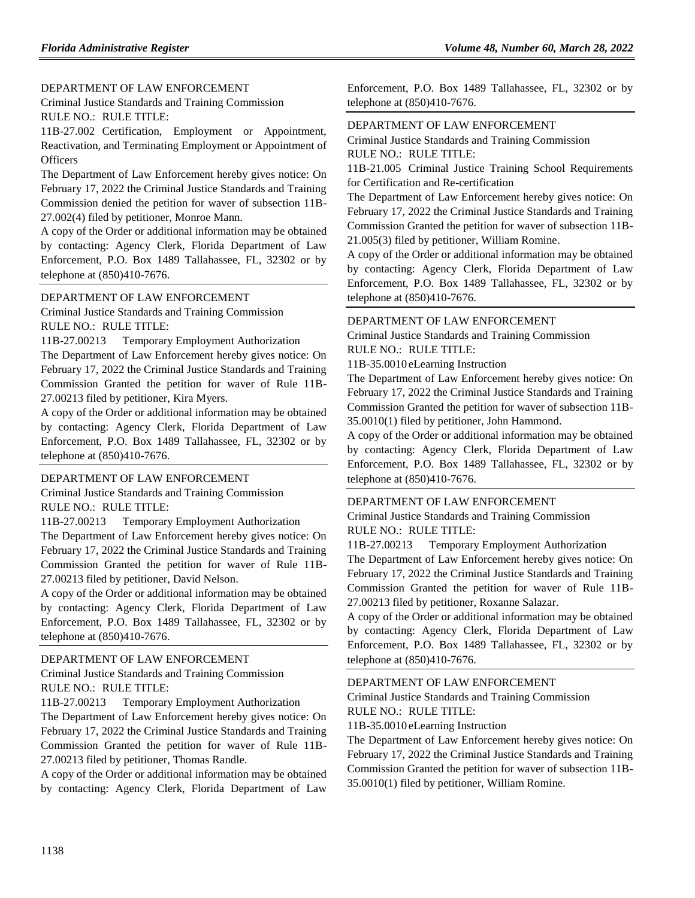DEPARTMENT OF LAW ENFORCEMENT

Criminal Justice Standards and Training Commission

RULE NO.: RULE TITLE:

11B-27.002 Certification, Employment or Appointment, Reactivation, and Terminating Employment or Appointment of Officers

The Department of Law Enforcement hereby gives notice: On February 17, 2022 the Criminal Justice Standards and Training Commission denied the petition for waiver of subsection 11B-27.002(4) filed by petitioner, Monroe Mann.

A copy of the Order or additional information may be obtained by contacting: Agency Clerk, Florida Department of Law Enforcement, P.O. Box 1489 Tallahassee, FL, 32302 or by telephone at (850)410-7676.

---

DEPARTMENT OF LAW ENFORCEMENT

Criminal Justice Standards and Training Commission

RULE NO.: RULE TITLE:

11B-27.00213 Temporary Employment Authorization

The Department of Law Enforcement hereby gives notice: On February 17, 2022 the Criminal Justice Standards and Training Commission Granted the petition for waiver of Rule 11B-27.00213 filed by petitioner, Kira Myers.

A copy of the Order or additional information may be obtained by contacting: Agency Clerk, Florida Department of Law Enforcement, P.O. Box 1489 Tallahassee, FL, 32302 or by telephone at (850)410-7676.

---

DEPARTMENT OF LAW ENFORCEMENT

Criminal Justice Standards and Training Commission

RULE NO.: RULE TITLE:

11B-27.00213 Temporary Employment Authorization

The Department of Law Enforcement hereby gives notice: On February 17, 2022 the Criminal Justice Standards and Training Commission Granted the petition for waiver of Rule 11B-27.00213 filed by petitioner, David Nelson.

A copy of the Order or additional information may be obtained by contacting: Agency Clerk, Florida Department of Law Enforcement, P.O. Box 1489 Tallahassee, FL, 32302 or by telephone at (850)410-7676.

---

DEPARTMENT OF LAW ENFORCEMENT

Criminal Justice Standards and Training Commission

RULE NO.: RULE TITLE:

11B-27.00213 Temporary Employment Authorization

The Department of Law Enforcement hereby gives notice: On February 17, 2022 the Criminal Justice Standards and Training Commission Granted the petition for waiver of Rule 11B-27.00213 filed by petitioner, Thomas Randle.

A copy of the Order or additional information may be obtained by contacting: Agency Clerk, Florida Department of Law Enforcement, P.O. Box 1489 Tallahassee, FL, 32302 or by telephone at (850)410-7676.

---

DEPARTMENT OF LAW ENFORCEMENT

Criminal Justice Standards and Training Commission

RULE NO.: RULE TITLE:

11B-21.005 Criminal Justice Training School Requirements for Certification and Re-certification

The Department of Law Enforcement hereby gives notice: On February 17, 2022 the Criminal Justice Standards and Training Commission Granted the petition for waiver of subsection 11B-21.005(3) filed by petitioner, William Romine.

A copy of the Order or additional information may be obtained by contacting: Agency Clerk, Florida Department of Law Enforcement, P.O. Box 1489 Tallahassee, FL, 32302 or by telephone at (850)410-7676.

---

DEPARTMENT OF LAW ENFORCEMENT

Criminal Justice Standards and Training Commission

RULE NO.: RULE TITLE:

11B-35.0010 eLearning Instruction

The Department of Law Enforcement hereby gives notice: On February 17, 2022 the Criminal Justice Standards and Training Commission Granted the petition for waiver of subsection 11B-35.0010(1) filed by petitioner, John Hammond.

A copy of the Order or additional information may be obtained by contacting: Agency Clerk, Florida Department of Law Enforcement, P.O. Box 1489 Tallahassee, FL, 32302 or by telephone at (850)410-7676.

---

DEPARTMENT OF LAW ENFORCEMENT

Criminal Justice Standards and Training Commission

RULE NO.: RULE TITLE:

11B-27.00213 Temporary Employment Authorization

The Department of Law Enforcement hereby gives notice: On February 17, 2022 the Criminal Justice Standards and Training Commission Granted the petition for waiver of Rule 11B-27.00213 filed by petitioner, Roxanne Salazar.

A copy of the Order or additional information may be obtained by contacting: Agency Clerk, Florida Department of Law Enforcement, P.O. Box 1489 Tallahassee, FL, 32302 or by telephone at (850)410-7676.

---

DEPARTMENT OF LAW ENFORCEMENT

Criminal Justice Standards and Training Commission

RULE NO.: RULE TITLE:

11B-35.0010 eLearning Instruction

The Department of Law Enforcement hereby gives notice: On February 17, 2022 the Criminal Justice Standards and Training Commission Granted the petition for waiver of subsection 11B-35.0010(1) filed by petitioner, William Romine.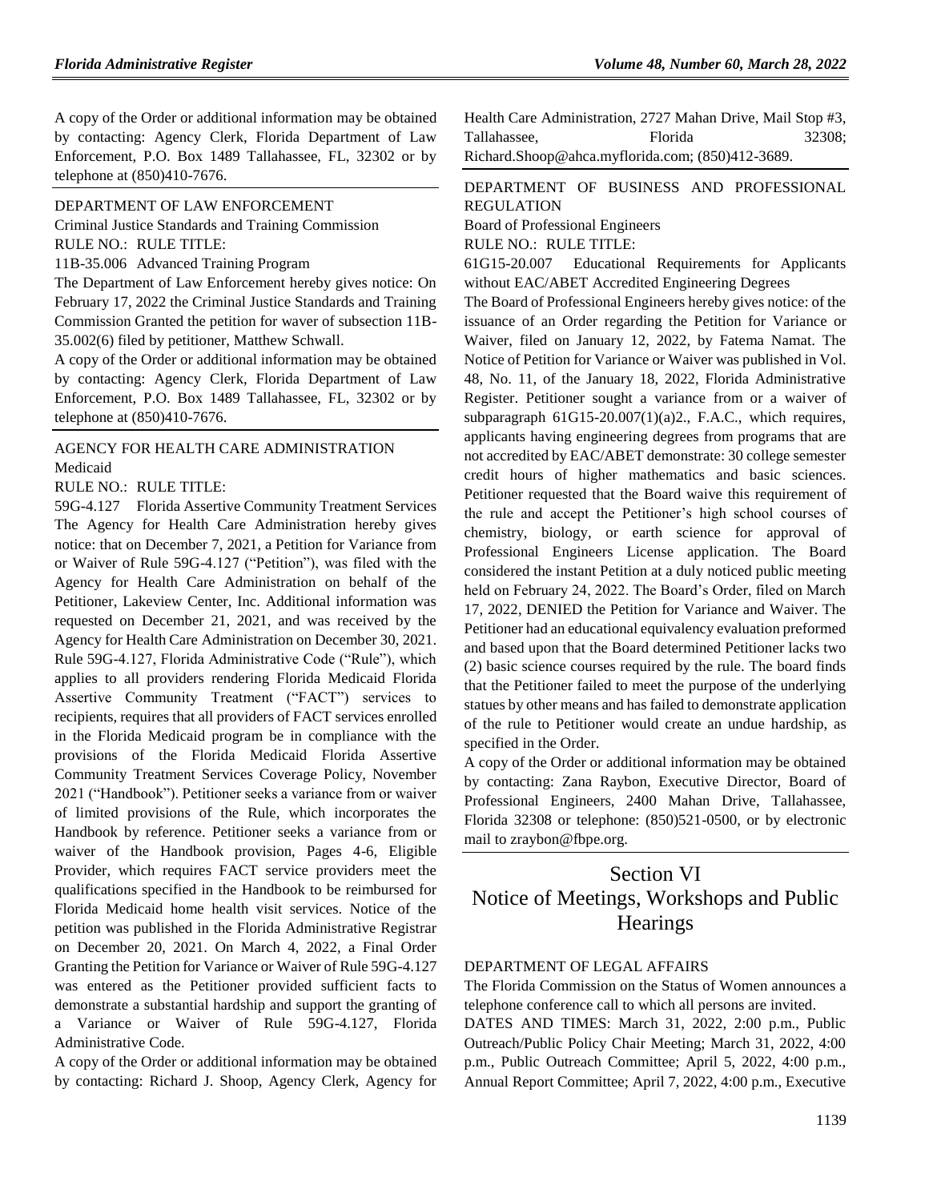A copy of the Order or additional information may be obtained by contacting: Agency Clerk, Florida Department of Law Enforcement, P.O. Box 1489 Tallahassee, FL, 32302 or by telephone at (850)410-7676.

DEPARTMENT OF LAW ENFORCEMENT

Criminal Justice Standards and Training Commission

RULE NO.: RULE TITLE:

11B-35.006 Advanced Training Program

The Department of Law Enforcement hereby gives notice: On February 17, 2022 the Criminal Justice Standards and Training Commission Granted the petition for waiver of subsection 11B-35.002(6) filed by petitioner, Matthew Schwall.

A copy of the Order or additional information may be obtained by contacting: Agency Clerk, Florida Department of Law Enforcement, P.O. Box 1489 Tallahassee, FL, 32302 or by telephone at (850)410-7676.

AGENCY FOR HEALTH CARE ADMINISTRATION

Medicaid

RULE NO.: RULE TITLE:

59G-4.127 Florida Assertive Community Treatment Services

The Agency for Health Care Administration hereby gives notice: that on December 7, 2021, a Petition for Variance from or Waiver of Rule 59G-4.127 ("Petition"), was filed with the Agency for Health Care Administration on behalf of the Petitioner, Lakeview Center, Inc. Additional information was requested on December 21, 2021, and was received by the Agency for Health Care Administration on December 30, 2021. Rule 59G-4.127, Florida Administrative Code ("Rule"), which applies to all providers rendering Florida Medicaid Florida Assertive Community Treatment ("FACT") services to recipients, requires that all providers of FACT services enrolled in the Florida Medicaid program be in compliance with the provisions of the Florida Medicaid Florida Assertive Community Treatment Services Coverage Policy, November 2021 ("Handbook"). Petitioner seeks a variance from or waiver of limited provisions of the Rule, which incorporates the Handbook by reference. Petitioner seeks a variance from or waiver of the Handbook provision, Pages 4-6, Eligible Provider, which requires FACT service providers meet the qualifications specified in the Handbook to be reimbursed for Florida Medicaid home health visit services. Notice of the petition was published in the Florida Administrative Registrar on December 20, 2021. On March 4, 2022, a Final Order Granting the Petition for Variance or Waiver of Rule 59G-4.127 was entered as the Petitioner provided sufficient facts to demonstrate a substantial hardship and support the granting of a Variance or Waiver of Rule 59G-4.127, Florida Administrative Code.

A copy of the Order or additional information may be obtained by contacting: Richard J. Shoop, Agency Clerk, Agency for Health Care Administration, 2727 Mahan Drive, Mail Stop #3, Tallahassee, Florida 32308; Richard.Shoop@ahca.myflorida.com; (850)412-3689.

DEPARTMENT OF BUSINESS AND PROFESSIONAL REGULATION

Board of Professional Engineers

RULE NO.: RULE TITLE:

61G15-20.007 Educational Requirements for Applicants without EAC/ABET Accredited Engineering Degrees

The Board of Professional Engineers hereby gives notice: of the issuance of an Order regarding the Petition for Variance or Waiver, filed on January 12, 2022, by Fatema Namat. The Notice of Petition for Variance or Waiver was published in Vol. 48, No. 11, of the January 18, 2022, Florida Administrative Register. Petitioner sought a variance from or a waiver of subparagraph 61G15-20.007(1)(a)2., F.A.C., which requires, applicants having engineering degrees from programs that are not accredited by EAC/ABET demonstrate: 30 college semester credit hours of higher mathematics and basic sciences. Petitioner requested that the Board waive this requirement of the rule and accept the Petitioner's high school courses of chemistry, biology, or earth science for approval of Professional Engineers License application. The Board considered the instant Petition at a duly noticed public meeting held on February 24, 2022. The Board's Order, filed on March 17, 2022, DENIED the Petition for Variance and Waiver. The Petitioner had an educational equivalency evaluation preformed and based upon that the Board determined Petitioner lacks two (2) basic science courses required by the rule. The board finds that the Petitioner failed to meet the purpose of the underlying statues by other means and has failed to demonstrate application of the rule to Petitioner would create an undue hardship, as specified in the Order.

A copy of the Order or additional information may be obtained by contacting: Zana Raybon, Executive Director, Board of Professional Engineers, 2400 Mahan Drive, Tallahassee, Florida 32308 or telephone: (850)521-0500, or by electronic mail to zraybon@fbpe.org.

# Section VI
# Notice of Meetings, Workshops and Public Hearings

DEPARTMENT OF LEGAL AFFAIRS

The Florida Commission on the Status of Women announces a telephone conference call to which all persons are invited.

DATES AND TIMES: March 31, 2022, 2:00 p.m., Public Outreach/Public Policy Chair Meeting; March 31, 2022, 4:00 p.m., Public Outreach Committee; April 5, 2022, 4:00 p.m., Annual Report Committee; April 7, 2022, 4:00 p.m., Executive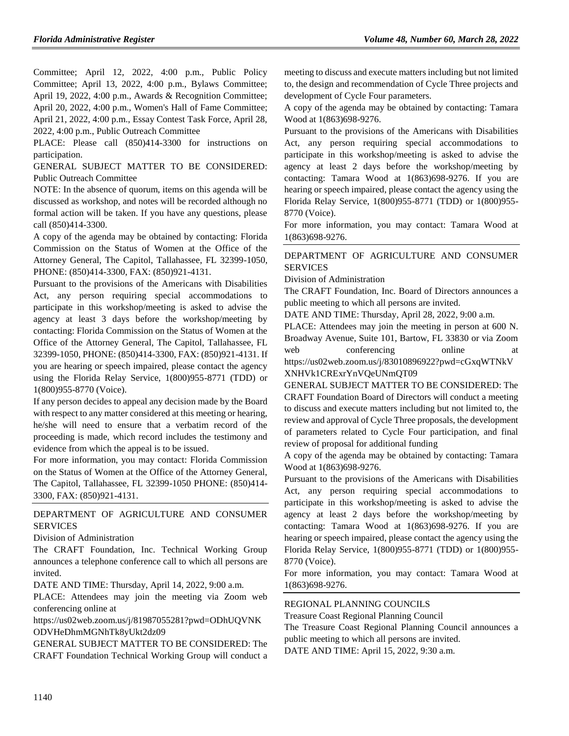Committee; April 12, 2022, 4:00 p.m., Public Policy Committee; April 13, 2022, 4:00 p.m., Bylaws Committee; April 19, 2022, 4:00 p.m., Awards & Recognition Committee; April 20, 2022, 4:00 p.m., Women's Hall of Fame Committee; April 21, 2022, 4:00 p.m., Essay Contest Task Force, April 28, 2022, 4:00 p.m., Public Outreach Committee

PLACE: Please call (850)414-3300 for instructions on participation.

GENERAL SUBJECT MATTER TO BE CONSIDERED: Public Outreach Committee

NOTE: In the absence of quorum, items on this agenda will be discussed as workshop, and notes will be recorded although no formal action will be taken. If you have any questions, please call (850)414-3300.

A copy of the agenda may be obtained by contacting: Florida Commission on the Status of Women at the Office of the Attorney General, The Capitol, Tallahassee, FL 32399-1050, PHONE: (850)414-3300, FAX: (850)921-4131.

Pursuant to the provisions of the Americans with Disabilities Act, any person requiring special accommodations to participate in this workshop/meeting is asked to advise the agency at least 3 days before the workshop/meeting by contacting: Florida Commission on the Status of Women at the Office of the Attorney General, The Capitol, Tallahassee, FL 32399-1050, PHONE: (850)414-3300, FAX: (850)921-4131. If you are hearing or speech impaired, please contact the agency using the Florida Relay Service, 1(800)955-8771 (TDD) or 1(800)955-8770 (Voice).

If any person decides to appeal any decision made by the Board with respect to any matter considered at this meeting or hearing, he/she will need to ensure that a verbatim record of the proceeding is made, which record includes the testimony and evidence from which the appeal is to be issued.

For more information, you may contact: Florida Commission on the Status of Women at the Office of the Attorney General, The Capitol, Tallahassee, FL 32399-1050 PHONE: (850)414-3300, FAX: (850)921-4131.

DEPARTMENT OF AGRICULTURE AND CONSUMER SERVICES

Division of Administration

The CRAFT Foundation, Inc. Technical Working Group announces a telephone conference call to which all persons are invited.

DATE AND TIME: Thursday, April 14, 2022, 9:00 a.m.

PLACE: Attendees may join the meeting via Zoom web conferencing online at https://us02web.zoom.us/j/81987055281?pwd=ODhUQVNKODVHeDhmMGNhTk8yUkt2dz09

GENERAL SUBJECT MATTER TO BE CONSIDERED: The CRAFT Foundation Technical Working Group will conduct a meeting to discuss and execute matters including but not limited to, the design and recommendation of Cycle Three projects and development of Cycle Four parameters.

A copy of the agenda may be obtained by contacting: Tamara Wood at 1(863)698-9276.

Pursuant to the provisions of the Americans with Disabilities Act, any person requiring special accommodations to participate in this workshop/meeting is asked to advise the agency at least 2 days before the workshop/meeting by contacting: Tamara Wood at 1(863)698-9276. If you are hearing or speech impaired, please contact the agency using the Florida Relay Service, 1(800)955-8771 (TDD) or 1(800)955-8770 (Voice).

For more information, you may contact: Tamara Wood at 1(863)698-9276.

DEPARTMENT OF AGRICULTURE AND CONSUMER SERVICES

Division of Administration

The CRAFT Foundation, Inc. Board of Directors announces a public meeting to which all persons are invited.

DATE AND TIME: Thursday, April 28, 2022, 9:00 a.m.

PLACE: Attendees may join the meeting in person at 600 N. Broadway Avenue, Suite 101, Bartow, FL 33830 or via Zoom web conferencing online at https://us02web.zoom.us/j/83010896922?pwd=cGxqWTNkVXNHVk1CRExrYnVQeUNmQT09

GENERAL SUBJECT MATTER TO BE CONSIDERED: The CRAFT Foundation Board of Directors will conduct a meeting to discuss and execute matters including but not limited to, the review and approval of Cycle Three proposals, the development of parameters related to Cycle Four participation, and final review of proposal for additional funding

A copy of the agenda may be obtained by contacting: Tamara Wood at 1(863)698-9276.

Pursuant to the provisions of the Americans with Disabilities Act, any person requiring special accommodations to participate in this workshop/meeting is asked to advise the agency at least 2 days before the workshop/meeting by contacting: Tamara Wood at 1(863)698-9276. If you are hearing or speech impaired, please contact the agency using the Florida Relay Service, 1(800)955-8771 (TDD) or 1(800)955-8770 (Voice).

For more information, you may contact: Tamara Wood at 1(863)698-9276.

REGIONAL PLANNING COUNCILS

Treasure Coast Regional Planning Council

The Treasure Coast Regional Planning Council announces a public meeting to which all persons are invited.

DATE AND TIME: April 15, 2022, 9:30 a.m.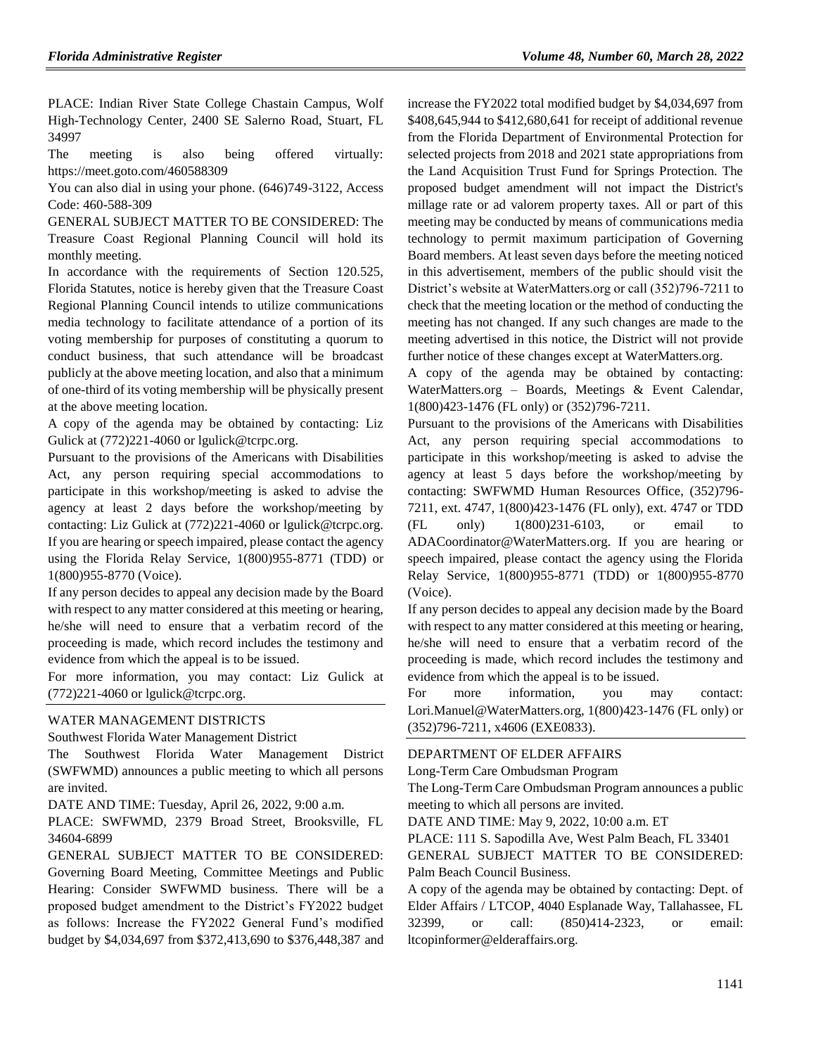PLACE: Indian River State College Chastain Campus, Wolf High-Technology Center, 2400 SE Salerno Road, Stuart, FL 34997

The meeting is also being offered virtually: https://meet.goto.com/460588309

You can also dial in using your phone. (646)749-3122, Access Code: 460-588-309

GENERAL SUBJECT MATTER TO BE CONSIDERED: The Treasure Coast Regional Planning Council will hold its monthly meeting.

In accordance with the requirements of Section 120.525, Florida Statutes, notice is hereby given that the Treasure Coast Regional Planning Council intends to utilize communications media technology to facilitate attendance of a portion of its voting membership for purposes of constituting a quorum to conduct business, that such attendance will be broadcast publicly at the above meeting location, and also that a minimum of one-third of its voting membership will be physically present at the above meeting location.

A copy of the agenda may be obtained by contacting: Liz Gulick at (772)221-4060 or lgulick@tcrpc.org.

Pursuant to the provisions of the Americans with Disabilities Act, any person requiring special accommodations to participate in this workshop/meeting is asked to advise the agency at least 2 days before the workshop/meeting by contacting: Liz Gulick at (772)221-4060 or lgulick@tcrpc.org. If you are hearing or speech impaired, please contact the agency using the Florida Relay Service, 1(800)955-8771 (TDD) or 1(800)955-8770 (Voice).

If any person decides to appeal any decision made by the Board with respect to any matter considered at this meeting or hearing, he/she will need to ensure that a verbatim record of the proceeding is made, which record includes the testimony and evidence from which the appeal is to be issued.

For more information, you may contact: Liz Gulick at (772)221-4060 or lgulick@tcrpc.org.

WATER MANAGEMENT DISTRICTS

Southwest Florida Water Management District

The Southwest Florida Water Management District (SWFWMD) announces a public meeting to which all persons are invited.

DATE AND TIME: Tuesday, April 26, 2022, 9:00 a.m.

PLACE: SWFWMD, 2379 Broad Street, Brooksville, FL 34604-6899

GENERAL SUBJECT MATTER TO BE CONSIDERED: Governing Board Meeting, Committee Meetings and Public Hearing: Consider SWFWMD business. There will be a proposed budget amendment to the District's FY2022 budget as follows: Increase the FY2022 General Fund's modified budget by $4,034,697 from $372,413,690 to $376,448,387 and increase the FY2022 total modified budget by $4,034,697 from $408,645,944 to $412,680,641 for receipt of additional revenue from the Florida Department of Environmental Protection for selected projects from 2018 and 2021 state appropriations from the Land Acquisition Trust Fund for Springs Protection. The proposed budget amendment will not impact the District's millage rate or ad valorem property taxes. All or part of this meeting may be conducted by means of communications media technology to permit maximum participation of Governing Board members. At least seven days before the meeting noticed in this advertisement, members of the public should visit the District's website at WaterMatters.org or call (352)796-7211 to check that the meeting location or the method of conducting the meeting has not changed. If any such changes are made to the meeting advertised in this notice, the District will not provide further notice of these changes except at WaterMatters.org.

A copy of the agenda may be obtained by contacting: WaterMatters.org – Boards, Meetings & Event Calendar, 1(800)423-1476 (FL only) or (352)796-7211.

Pursuant to the provisions of the Americans with Disabilities Act, any person requiring special accommodations to participate in this workshop/meeting is asked to advise the agency at least 5 days before the workshop/meeting by contacting: SWFWMD Human Resources Office, (352)796-7211, ext. 4747, 1(800)423-1476 (FL only), ext. 4747 or TDD (FL only) 1(800)231-6103, or email to ADACoordinator@WaterMatters.org. If you are hearing or speech impaired, please contact the agency using the Florida Relay Service, 1(800)955-8771 (TDD) or 1(800)955-8770 (Voice).

If any person decides to appeal any decision made by the Board with respect to any matter considered at this meeting or hearing, he/she will need to ensure that a verbatim record of the proceeding is made, which record includes the testimony and evidence from which the appeal is to be issued.

For more information, you may contact: Lori.Manuel@WaterMatters.org, 1(800)423-1476 (FL only) or (352)796-7211, x4606 (EXE0833).

DEPARTMENT OF ELDER AFFAIRS

Long-Term Care Ombudsman Program

The Long-Term Care Ombudsman Program announces a public meeting to which all persons are invited.

DATE AND TIME: May 9, 2022, 10:00 a.m. ET

PLACE: 111 S. Sapodilla Ave, West Palm Beach, FL 33401

GENERAL SUBJECT MATTER TO BE CONSIDERED: Palm Beach Council Business.

A copy of the agenda may be obtained by contacting: Dept. of Elder Affairs / LTCOP, 4040 Esplanade Way, Tallahassee, FL 32399, or call: (850)414-2323, or email: ltcopinformer@elderaffairs.org.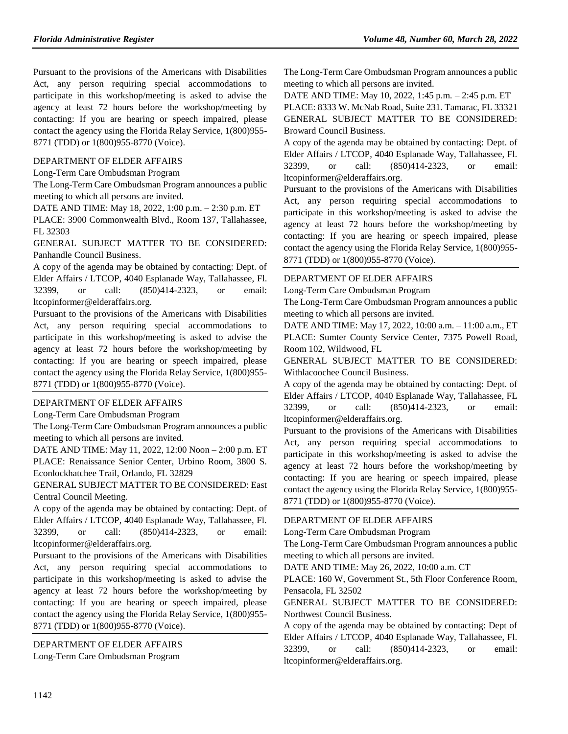Pursuant to the provisions of the Americans with Disabilities Act, any person requiring special accommodations to participate in this workshop/meeting is asked to advise the agency at least 72 hours before the workshop/meeting by contacting: If you are hearing or speech impaired, please contact the agency using the Florida Relay Service, 1(800)955-8771 (TDD) or 1(800)955-8770 (Voice).

DEPARTMENT OF ELDER AFFAIRS

Long-Term Care Ombudsman Program

The Long-Term Care Ombudsman Program announces a public meeting to which all persons are invited.

DATE AND TIME: May 18, 2022, 1:00 p.m. – 2:30 p.m. ET

PLACE: 3900 Commonwealth Blvd., Room 137, Tallahassee, FL 32303

GENERAL SUBJECT MATTER TO BE CONSIDERED: Panhandle Council Business.

A copy of the agenda may be obtained by contacting: Dept. of Elder Affairs / LTCOP, 4040 Esplanade Way, Tallahassee, Fl. 32399, or call: (850)414-2323, or email: ltcopinformer@elderaffairs.org.

Pursuant to the provisions of the Americans with Disabilities Act, any person requiring special accommodations to participate in this workshop/meeting is asked to advise the agency at least 72 hours before the workshop/meeting by contacting: If you are hearing or speech impaired, please contact the agency using the Florida Relay Service, 1(800)955-8771 (TDD) or 1(800)955-8770 (Voice).

DEPARTMENT OF ELDER AFFAIRS

Long-Term Care Ombudsman Program

The Long-Term Care Ombudsman Program announces a public meeting to which all persons are invited.

DATE AND TIME: May 11, 2022, 12:00 Noon – 2:00 p.m. ET

PLACE: Renaissance Senior Center, Urbino Room, 3800 S. Econlockhatchee Trail, Orlando, FL 32829

GENERAL SUBJECT MATTER TO BE CONSIDERED: East Central Council Meeting.

A copy of the agenda may be obtained by contacting: Dept. of Elder Affairs / LTCOP, 4040 Esplanade Way, Tallahassee, Fl. 32399, or call: (850)414-2323, or email: ltcopinformer@elderaffairs.org.

Pursuant to the provisions of the Americans with Disabilities Act, any person requiring special accommodations to participate in this workshop/meeting is asked to advise the agency at least 72 hours before the workshop/meeting by contacting: If you are hearing or speech impaired, please contact the agency using the Florida Relay Service, 1(800)955-8771 (TDD) or 1(800)955-8770 (Voice).

DEPARTMENT OF ELDER AFFAIRS

Long-Term Care Ombudsman Program

The Long-Term Care Ombudsman Program announces a public meeting to which all persons are invited.

DATE AND TIME: May 10, 2022, 1:45 p.m. – 2:45 p.m. ET

PLACE: 8333 W. McNab Road, Suite 231. Tamarac, FL 33321

GENERAL SUBJECT MATTER TO BE CONSIDERED: Broward Council Business.

A copy of the agenda may be obtained by contacting: Dept. of Elder Affairs / LTCOP, 4040 Esplanade Way, Tallahassee, Fl. 32399, or call: (850)414-2323, or email: ltcopinformer@elderaffairs.org.

Pursuant to the provisions of the Americans with Disabilities Act, any person requiring special accommodations to participate in this workshop/meeting is asked to advise the agency at least 72 hours before the workshop/meeting by contacting: If you are hearing or speech impaired, please contact the agency using the Florida Relay Service, 1(800)955-8771 (TDD) or 1(800)955-8770 (Voice).

DEPARTMENT OF ELDER AFFAIRS

Long-Term Care Ombudsman Program

The Long-Term Care Ombudsman Program announces a public meeting to which all persons are invited.

DATE AND TIME: May 17, 2022, 10:00 a.m. – 11:00 a.m., ET

PLACE: Sumter County Service Center, 7375 Powell Road, Room 102, Wildwood, FL

GENERAL SUBJECT MATTER TO BE CONSIDERED: Withlacoochee Council Business.

A copy of the agenda may be obtained by contacting: Dept. of Elder Affairs / LTCOP, 4040 Esplanade Way, Tallahassee, FL 32399, or call: (850)414-2323, or email: ltcopinformer@elderaffairs.org.

Pursuant to the provisions of the Americans with Disabilities Act, any person requiring special accommodations to participate in this workshop/meeting is asked to advise the agency at least 72 hours before the workshop/meeting by contacting: If you are hearing or speech impaired, please contact the agency using the Florida Relay Service, 1(800)955-8771 (TDD) or 1(800)955-8770 (Voice).

DEPARTMENT OF ELDER AFFAIRS

Long-Term Care Ombudsman Program

The Long-Term Care Ombudsman Program announces a public meeting to which all persons are invited.

DATE AND TIME: May 26, 2022, 10:00 a.m. CT

PLACE: 160 W, Government St., 5th Floor Conference Room, Pensacola, FL 32502

GENERAL SUBJECT MATTER TO BE CONSIDERED: Northwest Council Business.

A copy of the agenda may be obtained by contacting: Dept of Elder Affairs / LTCOP, 4040 Esplanade Way, Tallahassee, Fl. 32399, or call: (850)414-2323, or email: ltcopinformer@elderaffairs.org.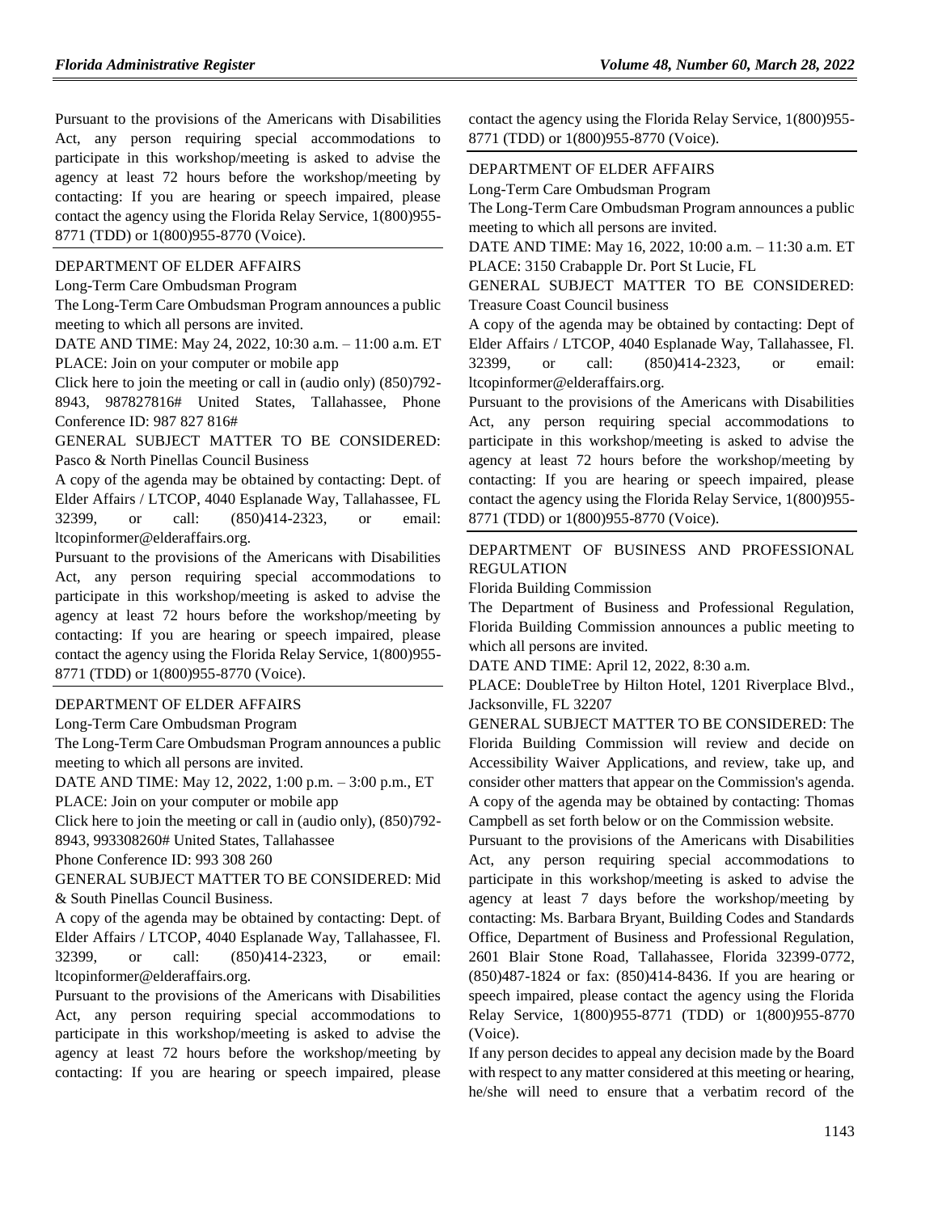Pursuant to the provisions of the Americans with Disabilities Act, any person requiring special accommodations to participate in this workshop/meeting is asked to advise the agency at least 72 hours before the workshop/meeting by contacting: If you are hearing or speech impaired, please contact the agency using the Florida Relay Service, 1(800)955-8771 (TDD) or 1(800)955-8770 (Voice).

DEPARTMENT OF ELDER AFFAIRS

Long-Term Care Ombudsman Program

The Long-Term Care Ombudsman Program announces a public meeting to which all persons are invited.

DATE AND TIME: May 24, 2022, 10:30 a.m. – 11:00 a.m. ET

PLACE: Join on your computer or mobile app

Click here to join the meeting or call in (audio only) (850)792-8943, 987827816# United States, Tallahassee, Phone Conference ID: 987 827 816#

GENERAL SUBJECT MATTER TO BE CONSIDERED: Pasco & North Pinellas Council Business

A copy of the agenda may be obtained by contacting: Dept. of Elder Affairs / LTCOP, 4040 Esplanade Way, Tallahassee, FL 32399, or call: (850)414-2323, or email: ltcopinformer@elderaffairs.org.

Pursuant to the provisions of the Americans with Disabilities Act, any person requiring special accommodations to participate in this workshop/meeting is asked to advise the agency at least 72 hours before the workshop/meeting by contacting: If you are hearing or speech impaired, please contact the agency using the Florida Relay Service, 1(800)955-8771 (TDD) or 1(800)955-8770 (Voice).

DEPARTMENT OF ELDER AFFAIRS

Long-Term Care Ombudsman Program

The Long-Term Care Ombudsman Program announces a public meeting to which all persons are invited.

DATE AND TIME: May 12, 2022, 1:00 p.m. – 3:00 p.m., ET

PLACE: Join on your computer or mobile app

Click here to join the meeting or call in (audio only), (850)792-8943, 993308260# United States, Tallahassee

Phone Conference ID: 993 308 260

GENERAL SUBJECT MATTER TO BE CONSIDERED: Mid & South Pinellas Council Business.

A copy of the agenda may be obtained by contacting: Dept. of Elder Affairs / LTCOP, 4040 Esplanade Way, Tallahassee, Fl. 32399, or call: (850)414-2323, or email: ltcopinformer@elderaffairs.org.

Pursuant to the provisions of the Americans with Disabilities Act, any person requiring special accommodations to participate in this workshop/meeting is asked to advise the agency at least 72 hours before the workshop/meeting by contacting: If you are hearing or speech impaired, please contact the agency using the Florida Relay Service, 1(800)955-8771 (TDD) or 1(800)955-8770 (Voice).

DEPARTMENT OF ELDER AFFAIRS

Long-Term Care Ombudsman Program

The Long-Term Care Ombudsman Program announces a public meeting to which all persons are invited.

DATE AND TIME: May 16, 2022, 10:00 a.m. – 11:30 a.m. ET

PLACE: 3150 Crabapple Dr. Port St Lucie, FL

GENERAL SUBJECT MATTER TO BE CONSIDERED: Treasure Coast Council business

A copy of the agenda may be obtained by contacting: Dept of Elder Affairs / LTCOP, 4040 Esplanade Way, Tallahassee, Fl. 32399, or call: (850)414-2323, or email: ltcopinformer@elderaffairs.org.

Pursuant to the provisions of the Americans with Disabilities Act, any person requiring special accommodations to participate in this workshop/meeting is asked to advise the agency at least 72 hours before the workshop/meeting by contacting: If you are hearing or speech impaired, please contact the agency using the Florida Relay Service, 1(800)955-8771 (TDD) or 1(800)955-8770 (Voice).

DEPARTMENT OF BUSINESS AND PROFESSIONAL REGULATION

Florida Building Commission

The Department of Business and Professional Regulation, Florida Building Commission announces a public meeting to which all persons are invited.

DATE AND TIME: April 12, 2022, 8:30 a.m.

PLACE: DoubleTree by Hilton Hotel, 1201 Riverplace Blvd., Jacksonville, FL 32207

GENERAL SUBJECT MATTER TO BE CONSIDERED: The Florida Building Commission will review and decide on Accessibility Waiver Applications, and review, take up, and consider other matters that appear on the Commission's agenda.

A copy of the agenda may be obtained by contacting: Thomas Campbell as set forth below or on the Commission website.

Pursuant to the provisions of the Americans with Disabilities Act, any person requiring special accommodations to participate in this workshop/meeting is asked to advise the agency at least 7 days before the workshop/meeting by contacting: Ms. Barbara Bryant, Building Codes and Standards Office, Department of Business and Professional Regulation, 2601 Blair Stone Road, Tallahassee, Florida 32399-0772, (850)487-1824 or fax: (850)414-8436. If you are hearing or speech impaired, please contact the agency using the Florida Relay Service, 1(800)955-8771 (TDD) or 1(800)955-8770 (Voice).

If any person decides to appeal any decision made by the Board with respect to any matter considered at this meeting or hearing, he/she will need to ensure that a verbatim record of the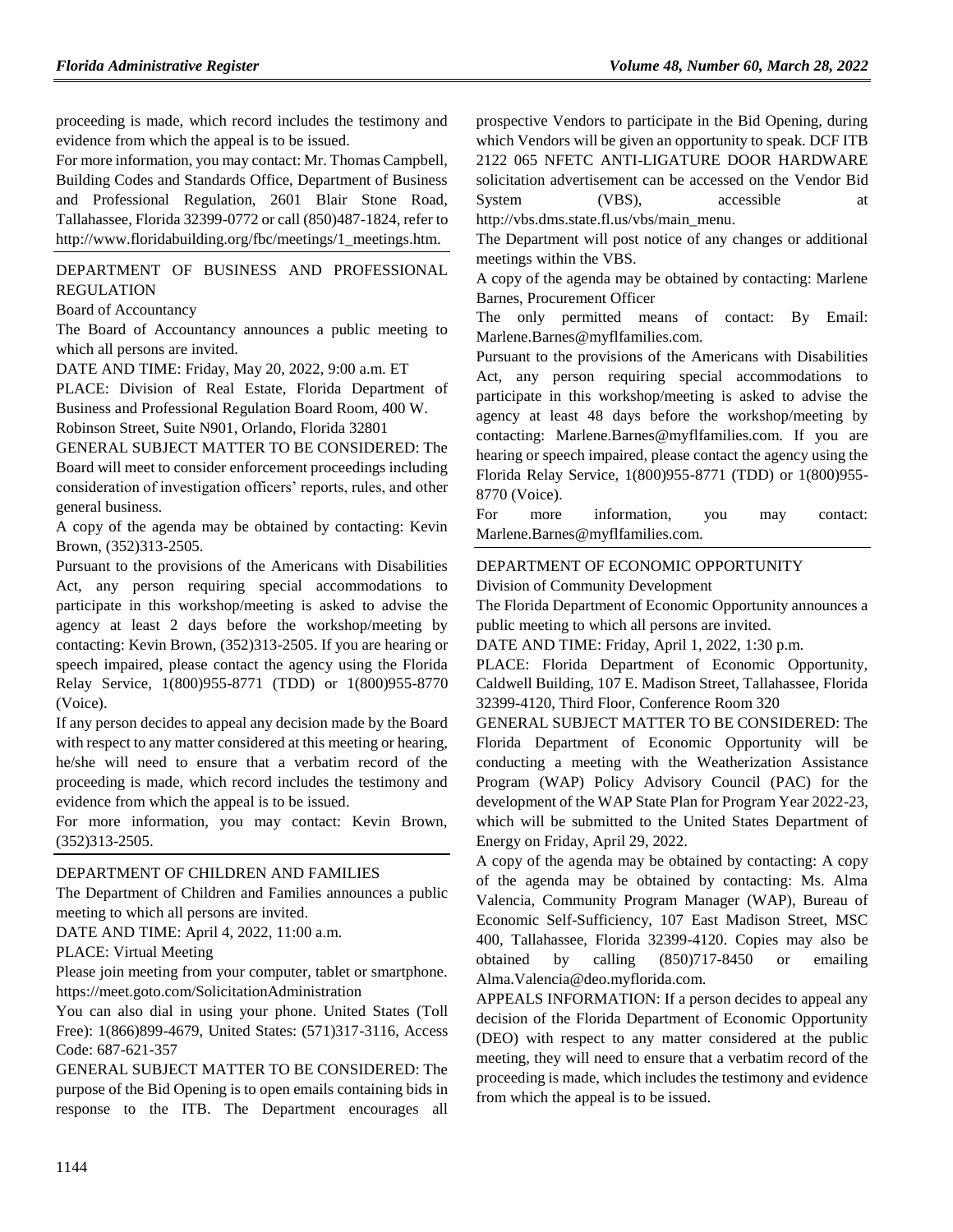proceeding is made, which record includes the testimony and evidence from which the appeal is to be issued.

For more information, you may contact: Mr. Thomas Campbell, Building Codes and Standards Office, Department of Business and Professional Regulation, 2601 Blair Stone Road, Tallahassee, Florida 32399-0772 or call (850)487-1824, refer to http://www.floridabuilding.org/fbc/meetings/1_meetings.htm.

DEPARTMENT OF BUSINESS AND PROFESSIONAL REGULATION

Board of Accountancy

The Board of Accountancy announces a public meeting to which all persons are invited.

DATE AND TIME: Friday, May 20, 2022, 9:00 a.m. ET

PLACE: Division of Real Estate, Florida Department of Business and Professional Regulation Board Room, 400 W. Robinson Street, Suite N901, Orlando, Florida 32801

GENERAL SUBJECT MATTER TO BE CONSIDERED: The Board will meet to consider enforcement proceedings including consideration of investigation officers' reports, rules, and other general business.

A copy of the agenda may be obtained by contacting: Kevin Brown, (352)313-2505.

Pursuant to the provisions of the Americans with Disabilities Act, any person requiring special accommodations to participate in this workshop/meeting is asked to advise the agency at least 2 days before the workshop/meeting by contacting: Kevin Brown, (352)313-2505. If you are hearing or speech impaired, please contact the agency using the Florida Relay Service, 1(800)955-8771 (TDD) or 1(800)955-8770 (Voice).

If any person decides to appeal any decision made by the Board with respect to any matter considered at this meeting or hearing, he/she will need to ensure that a verbatim record of the proceeding is made, which record includes the testimony and evidence from which the appeal is to be issued.

For more information, you may contact: Kevin Brown, (352)313-2505.

DEPARTMENT OF CHILDREN AND FAMILIES

The Department of Children and Families announces a public meeting to which all persons are invited.

DATE AND TIME: April 4, 2022, 11:00 a.m.

PLACE: Virtual Meeting

Please join meeting from your computer, tablet or smartphone. https://meet.goto.com/SolicitationAdministration

You can also dial in using your phone. United States (Toll Free): 1(866)899-4679, United States: (571)317-3116, Access Code: 687-621-357

GENERAL SUBJECT MATTER TO BE CONSIDERED: The purpose of the Bid Opening is to open emails containing bids in response to the ITB. The Department encourages all prospective Vendors to participate in the Bid Opening, during which Vendors will be given an opportunity to speak. DCF ITB 2122 065 NFETC ANTI-LIGATURE DOOR HARDWARE solicitation advertisement can be accessed on the Vendor Bid System (VBS), accessible at http://vbs.dms.state.fl.us/vbs/main_menu.

The Department will post notice of any changes or additional meetings within the VBS.

A copy of the agenda may be obtained by contacting: Marlene Barnes, Procurement Officer

The only permitted means of contact: By Email: Marlene.Barnes@myflfamilies.com.

Pursuant to the provisions of the Americans with Disabilities Act, any person requiring special accommodations to participate in this workshop/meeting is asked to advise the agency at least 48 days before the workshop/meeting by contacting: Marlene.Barnes@myflfamilies.com. If you are hearing or speech impaired, please contact the agency using the Florida Relay Service, 1(800)955-8771 (TDD) or 1(800)955-8770 (Voice).

For more information, you may contact: Marlene.Barnes@myflfamilies.com.

DEPARTMENT OF ECONOMIC OPPORTUNITY

Division of Community Development

The Florida Department of Economic Opportunity announces a public meeting to which all persons are invited.

DATE AND TIME: Friday, April 1, 2022, 1:30 p.m.

PLACE: Florida Department of Economic Opportunity, Caldwell Building, 107 E. Madison Street, Tallahassee, Florida 32399-4120, Third Floor, Conference Room 320

GENERAL SUBJECT MATTER TO BE CONSIDERED: The Florida Department of Economic Opportunity will be conducting a meeting with the Weatherization Assistance Program (WAP) Policy Advisory Council (PAC) for the development of the WAP State Plan for Program Year 2022-23, which will be submitted to the United States Department of Energy on Friday, April 29, 2022.

A copy of the agenda may be obtained by contacting: A copy of the agenda may be obtained by contacting: Ms. Alma Valencia, Community Program Manager (WAP), Bureau of Economic Self-Sufficiency, 107 East Madison Street, MSC 400, Tallahassee, Florida 32399-4120. Copies may also be obtained by calling (850)717-8450 or emailing Alma.Valencia@deo.myflorida.com.

APPEALS INFORMATION: If a person decides to appeal any decision of the Florida Department of Economic Opportunity (DEO) with respect to any matter considered at the public meeting, they will need to ensure that a verbatim record of the proceeding is made, which includes the testimony and evidence from which the appeal is to be issued.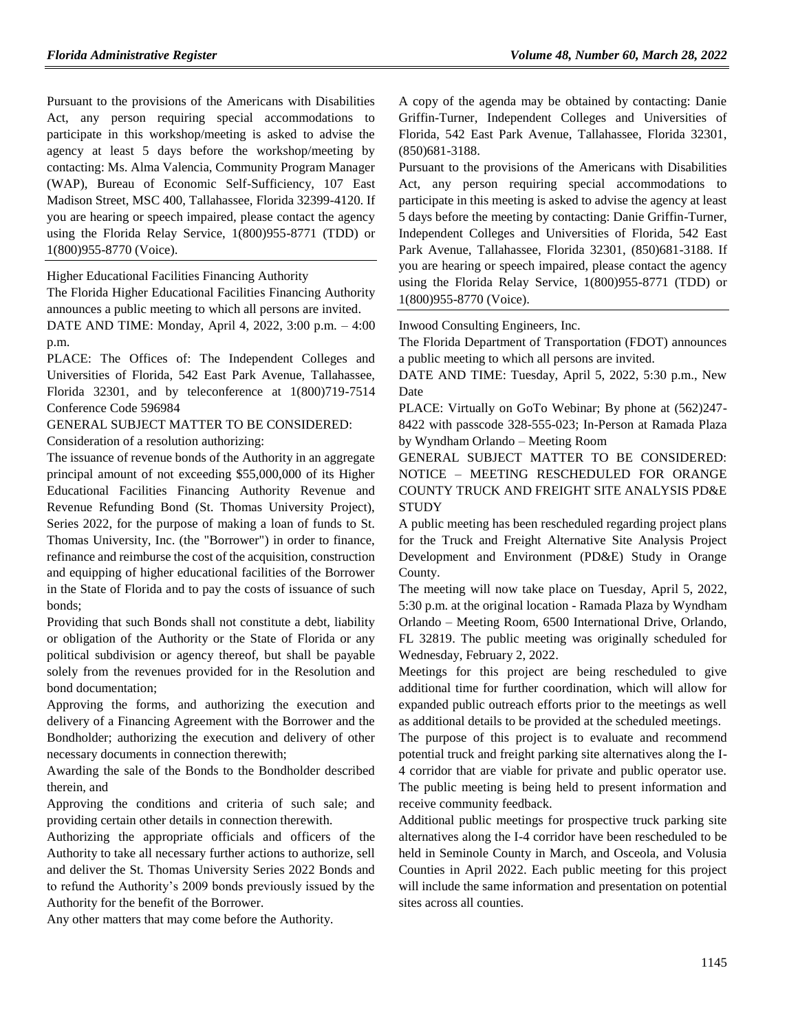Pursuant to the provisions of the Americans with Disabilities Act, any person requiring special accommodations to participate in this workshop/meeting is asked to advise the agency at least 5 days before the workshop/meeting by contacting: Ms. Alma Valencia, Community Program Manager (WAP), Bureau of Economic Self-Sufficiency, 107 East Madison Street, MSC 400, Tallahassee, Florida 32399-4120. If you are hearing or speech impaired, please contact the agency using the Florida Relay Service, 1(800)955-8771 (TDD) or 1(800)955-8770 (Voice).

---

Higher Educational Facilities Financing Authority

The Florida Higher Educational Facilities Financing Authority announces a public meeting to which all persons are invited.

DATE AND TIME: Monday, April 4, 2022, 3:00 p.m. – 4:00 p.m.

PLACE: The Offices of: The Independent Colleges and Universities of Florida, 542 East Park Avenue, Tallahassee, Florida 32301, and by teleconference at 1(800)719-7514 Conference Code 596984

GENERAL SUBJECT MATTER TO BE CONSIDERED:

Consideration of a resolution authorizing:

The issuance of revenue bonds of the Authority in an aggregate principal amount of not exceeding $55,000,000 of its Higher Educational Facilities Financing Authority Revenue and Revenue Refunding Bond (St. Thomas University Project), Series 2022, for the purpose of making a loan of funds to St. Thomas University, Inc. (the "Borrower") in order to finance, refinance and reimburse the cost of the acquisition, construction and equipping of higher educational facilities of the Borrower in the State of Florida and to pay the costs of issuance of such bonds;

Providing that such Bonds shall not constitute a debt, liability or obligation of the Authority or the State of Florida or any political subdivision or agency thereof, but shall be payable solely from the revenues provided for in the Resolution and bond documentation;

Approving the forms, and authorizing the execution and delivery of a Financing Agreement with the Borrower and the Bondholder; authorizing the execution and delivery of other necessary documents in connection therewith;

Awarding the sale of the Bonds to the Bondholder described therein, and

Approving the conditions and criteria of such sale; and providing certain other details in connection therewith.

Authorizing the appropriate officials and officers of the Authority to take all necessary further actions to authorize, sell and deliver the St. Thomas University Series 2022 Bonds and to refund the Authority's 2009 bonds previously issued by the Authority for the benefit of the Borrower.

Any other matters that may come before the Authority.

A copy of the agenda may be obtained by contacting: Danie Griffin-Turner, Independent Colleges and Universities of Florida, 542 East Park Avenue, Tallahassee, Florida 32301, (850)681-3188.

Pursuant to the provisions of the Americans with Disabilities Act, any person requiring special accommodations to participate in this meeting is asked to advise the agency at least 5 days before the meeting by contacting: Danie Griffin-Turner, Independent Colleges and Universities of Florida, 542 East Park Avenue, Tallahassee, Florida 32301, (850)681-3188. If you are hearing or speech impaired, please contact the agency using the Florida Relay Service, 1(800)955-8771 (TDD) or 1(800)955-8770 (Voice).

---

Inwood Consulting Engineers, Inc.

The Florida Department of Transportation (FDOT) announces a public meeting to which all persons are invited.

DATE AND TIME: Tuesday, April 5, 2022, 5:30 p.m., New Date

PLACE: Virtually on GoTo Webinar; By phone at (562)247-8422 with passcode 328-555-023; In-Person at Ramada Plaza by Wyndham Orlando – Meeting Room

GENERAL SUBJECT MATTER TO BE CONSIDERED: NOTICE – MEETING RESCHEDULED FOR ORANGE COUNTY TRUCK AND FREIGHT SITE ANALYSIS PD&E STUDY

A public meeting has been rescheduled regarding project plans for the Truck and Freight Alternative Site Analysis Project Development and Environment (PD&E) Study in Orange County.

The meeting will now take place on Tuesday, April 5, 2022, 5:30 p.m. at the original location - Ramada Plaza by Wyndham Orlando – Meeting Room, 6500 International Drive, Orlando, FL 32819. The public meeting was originally scheduled for Wednesday, February 2, 2022.

Meetings for this project are being rescheduled to give additional time for further coordination, which will allow for expanded public outreach efforts prior to the meetings as well as additional details to be provided at the scheduled meetings.

The purpose of this project is to evaluate and recommend potential truck and freight parking site alternatives along the I-4 corridor that are viable for private and public operator use. The public meeting is being held to present information and receive community feedback.

Additional public meetings for prospective truck parking site alternatives along the I-4 corridor have been rescheduled to be held in Seminole County in March, and Osceola, and Volusia Counties in April 2022. Each public meeting for this project will include the same information and presentation on potential sites across all counties.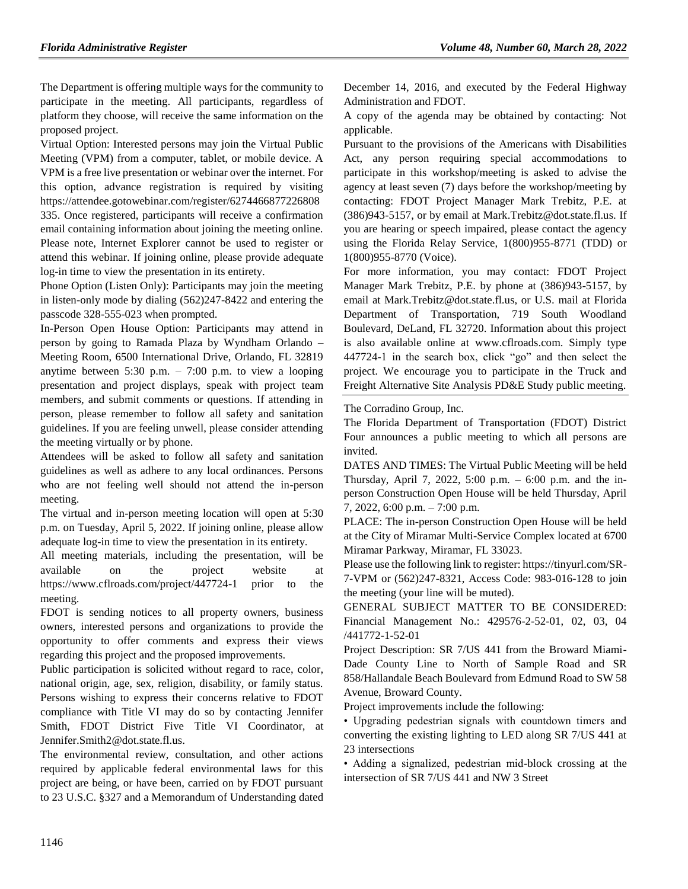The Department is offering multiple ways for the community to participate in the meeting. All participants, regardless of platform they choose, will receive the same information on the proposed project.

Virtual Option: Interested persons may join the Virtual Public Meeting (VPM) from a computer, tablet, or mobile device. A VPM is a free live presentation or webinar over the internet. For this option, advance registration is required by visiting https://attendee.gotowebinar.com/register/6274466877226808335. Once registered, participants will receive a confirmation email containing information about joining the meeting online. Please note, Internet Explorer cannot be used to register or attend this webinar. If joining online, please provide adequate log-in time to view the presentation in its entirety.

Phone Option (Listen Only): Participants may join the meeting in listen-only mode by dialing (562)247-8422 and entering the passcode 328-555-023 when prompted.

In-Person Open House Option: Participants may attend in person by going to Ramada Plaza by Wyndham Orlando – Meeting Room, 6500 International Drive, Orlando, FL 32819 anytime between 5:30 p.m. – 7:00 p.m. to view a looping presentation and project displays, speak with project team members, and submit comments or questions. If attending in person, please remember to follow all safety and sanitation guidelines. If you are feeling unwell, please consider attending the meeting virtually or by phone.

Attendees will be asked to follow all safety and sanitation guidelines as well as adhere to any local ordinances. Persons who are not feeling well should not attend the in-person meeting.

The virtual and in-person meeting location will open at 5:30 p.m. on Tuesday, April 5, 2022. If joining online, please allow adequate log-in time to view the presentation in its entirety.

All meeting materials, including the presentation, will be available on the project website at https://www.cflroads.com/project/447724-1 prior to the meeting.

FDOT is sending notices to all property owners, business owners, interested persons and organizations to provide the opportunity to offer comments and express their views regarding this project and the proposed improvements.

Public participation is solicited without regard to race, color, national origin, age, sex, religion, disability, or family status. Persons wishing to express their concerns relative to FDOT compliance with Title VI may do so by contacting Jennifer Smith, FDOT District Five Title VI Coordinator, at Jennifer.Smith2@dot.state.fl.us.

The environmental review, consultation, and other actions required by applicable federal environmental laws for this project are being, or have been, carried on by FDOT pursuant to 23 U.S.C. §327 and a Memorandum of Understanding dated December 14, 2016, and executed by the Federal Highway Administration and FDOT.

A copy of the agenda may be obtained by contacting: Not applicable.

Pursuant to the provisions of the Americans with Disabilities Act, any person requiring special accommodations to participate in this workshop/meeting is asked to advise the agency at least seven (7) days before the workshop/meeting by contacting: FDOT Project Manager Mark Trebitz, P.E. at (386)943-5157, or by email at Mark.Trebitz@dot.state.fl.us. If you are hearing or speech impaired, please contact the agency using the Florida Relay Service, 1(800)955-8771 (TDD) or 1(800)955-8770 (Voice).

For more information, you may contact: FDOT Project Manager Mark Trebitz, P.E. by phone at (386)943-5157, by email at Mark.Trebitz@dot.state.fl.us, or U.S. mail at Florida Department of Transportation, 719 South Woodland Boulevard, DeLand, FL 32720. Information about this project is also available online at www.cflroads.com. Simply type 447724-1 in the search box, click "go" and then select the project. We encourage you to participate in the Truck and Freight Alternative Site Analysis PD&E Study public meeting.

---

The Corradino Group, Inc.

The Florida Department of Transportation (FDOT) District Four announces a public meeting to which all persons are invited.

DATES AND TIMES: The Virtual Public Meeting will be held Thursday, April 7, 2022, 5:00 p.m. – 6:00 p.m. and the in-person Construction Open House will be held Thursday, April 7, 2022, 6:00 p.m. – 7:00 p.m.

PLACE: The in-person Construction Open House will be held at the City of Miramar Multi-Service Complex located at 6700 Miramar Parkway, Miramar, FL 33023.

Please use the following link to register: https://tinyurl.com/SR-7-VPM or (562)247-8321, Access Code: 983-016-128 to join the meeting (your line will be muted).

GENERAL SUBJECT MATTER TO BE CONSIDERED: Financial Management No.: 429576-2-52-01, 02, 03, 04 /441772-1-52-01

Project Description: SR 7/US 441 from the Broward Miami-Dade County Line to North of Sample Road and SR 858/Hallandale Beach Boulevard from Edmund Road to SW 58 Avenue, Broward County.

Project improvements include the following:

- Upgrading pedestrian signals with countdown timers and converting the existing lighting to LED along SR 7/US 441 at 23 intersections
- Adding a signalized, pedestrian mid-block crossing at the intersection of SR 7/US 441 and NW 3 Street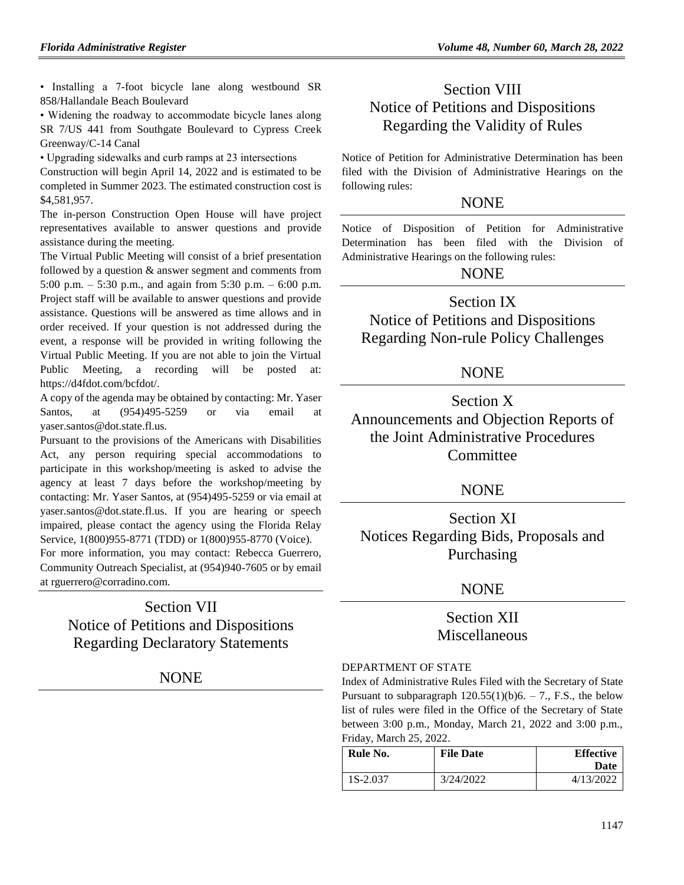• Installing a 7-foot bicycle lane along westbound SR 858/Hallandale Beach Boulevard

• Widening the roadway to accommodate bicycle lanes along SR 7/US 441 from Southgate Boulevard to Cypress Creek Greenway/C-14 Canal

• Upgrading sidewalks and curb ramps at 23 intersections

Construction will begin April 14, 2022 and is estimated to be completed in Summer 2023. The estimated construction cost is $4,581,957.

The in-person Construction Open House will have project representatives available to answer questions and provide assistance during the meeting.

The Virtual Public Meeting will consist of a brief presentation followed by a question & answer segment and comments from 5:00 p.m. – 5:30 p.m., and again from 5:30 p.m. – 6:00 p.m. Project staff will be available to answer questions and provide assistance. Questions will be answered as time allows and in order received. If your question is not addressed during the event, a response will be provided in writing following the Virtual Public Meeting. If you are not able to join the Virtual Public Meeting, a recording will be posted at: https://d4fdot.com/bcfdot/.

A copy of the agenda may be obtained by contacting: Mr. Yaser Santos, at (954)495-5259 or via email at yaser.santos@dot.state.fl.us.

Pursuant to the provisions of the Americans with Disabilities Act, any person requiring special accommodations to participate in this workshop/meeting is asked to advise the agency at least 7 days before the workshop/meeting by contacting: Mr. Yaser Santos, at (954)495-5259 or via email at yaser.santos@dot.state.fl.us. If you are hearing or speech impaired, please contact the agency using the Florida Relay Service, 1(800)955-8771 (TDD) or 1(800)955-8770 (Voice).

For more information, you may contact: Rebecca Guerrero, Community Outreach Specialist, at (954)940-7605 or by email at rguerrero@corradino.com.

## Section VII
## Notice of Petitions and Dispositions Regarding Declaratory Statements

NONE

## Section VIII
## Notice of Petitions and Dispositions Regarding the Validity of Rules

Notice of Petition for Administrative Determination has been filed with the Division of Administrative Hearings on the following rules:

NONE

Notice of Disposition of Petition for Administrative Determination has been filed with the Division of Administrative Hearings on the following rules:

NONE

## Section IX
## Notice of Petitions and Dispositions Regarding Non-rule Policy Challenges

NONE

## Section X
## Announcements and Objection Reports of the Joint Administrative Procedures Committee

NONE

## Section XI
## Notices Regarding Bids, Proposals and Purchasing

NONE

## Section XII
## Miscellaneous

DEPARTMENT OF STATE

Index of Administrative Rules Filed with the Secretary of State Pursuant to subparagraph 120.55(1)(b)6. – 7., F.S., the below list of rules were filed in the Office of the Secretary of State between 3:00 p.m., Monday, March 21, 2022 and 3:00 p.m., Friday, March 25, 2022.

| Rule No. | File Date | Effective Date |
|---|---|---|
| 1S-2.037 | 3/24/2022 | 4/13/2022 |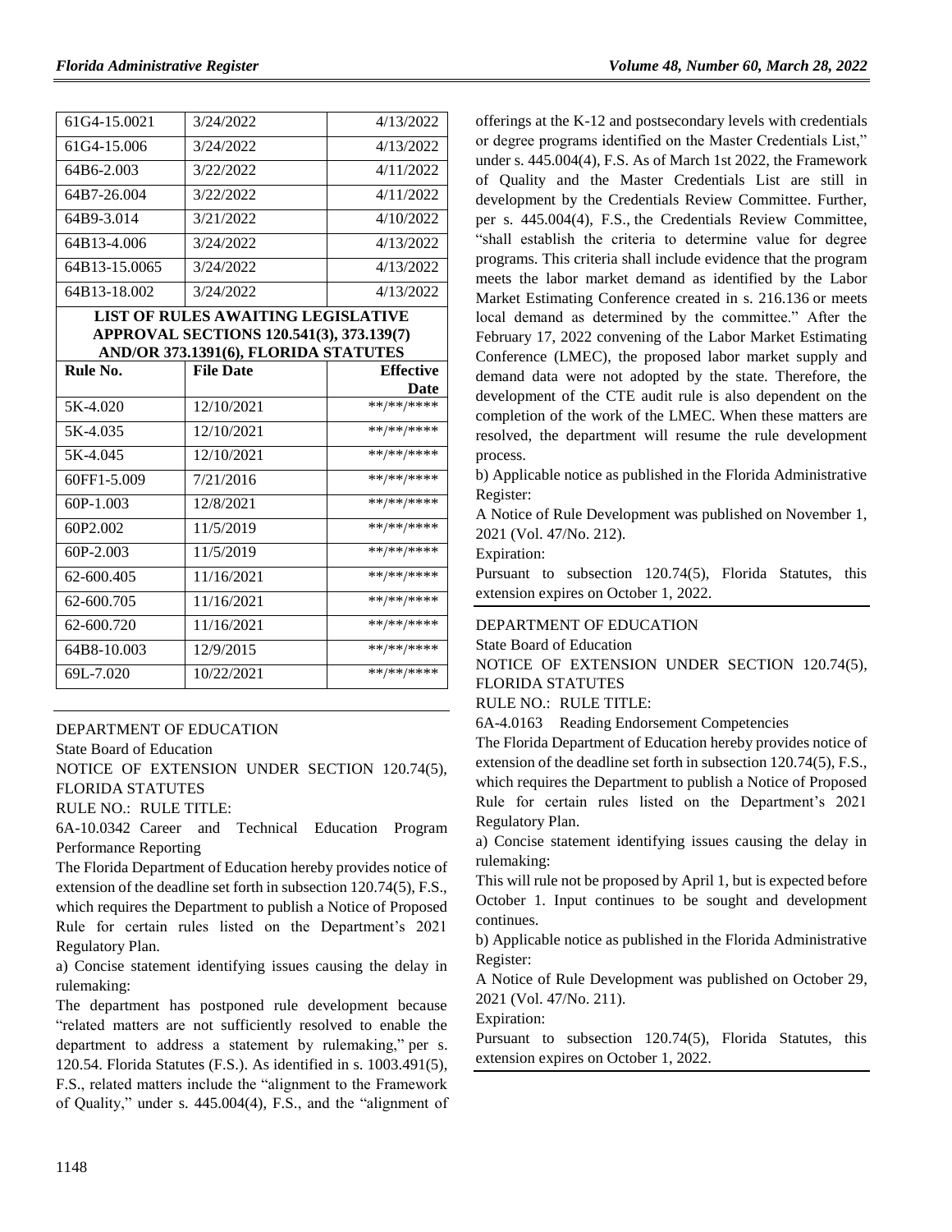| 61G4-15.0021 | 3/24/2022 | 4/13/2022 |
|---|---|---|
| 61G4-15.006 | 3/24/2022 | 4/13/2022 |
| 64B6-2.003 | 3/22/2022 | 4/11/2022 |
| 64B7-26.004 | 3/22/2022 | 4/11/2022 |
| 64B9-3.014 | 3/21/2022 | 4/10/2022 |
| 64B13-4.006 | 3/24/2022 | 4/13/2022 |
| 64B13-15.0065 | 3/24/2022 | 4/13/2022 |
| 64B13-18.002 | 3/24/2022 | 4/13/2022 |

**LIST OF RULES AWAITING LEGISLATIVE APPROVAL SECTIONS 120.541(3), 373.139(7) AND/OR 373.1391(6), FLORIDA STATUTES**

| Rule No. | File Date | Effective Date |
|---|---|---|
| 5K-4.020 | 12/10/2021 | **/**/**** |
| 5K-4.035 | 12/10/2021 | **/**/**** |
| 5K-4.045 | 12/10/2021 | **/**/**** |
| 60FF1-5.009 | 7/21/2016 | **/**/**** |
| 60P-1.003 | 12/8/2021 | **/**/**** |
| 60P2.002 | 11/5/2019 | **/**/**** |
| 60P-2.003 | 11/5/2019 | **/**/**** |
| 62-600.405 | 11/16/2021 | **/**/**** |
| 62-600.705 | 11/16/2021 | **/**/**** |
| 62-600.720 | 11/16/2021 | **/**/**** |
| 64B8-10.003 | 12/9/2015 | **/**/**** |
| 69L-7.020 | 10/22/2021 | **/**/**** |

DEPARTMENT OF EDUCATION

State Board of Education

NOTICE OF EXTENSION UNDER SECTION 120.74(5), FLORIDA STATUTES

RULE NO.: RULE TITLE:

6A-10.0342 Career and Technical Education Program Performance Reporting

The Florida Department of Education hereby provides notice of extension of the deadline set forth in subsection 120.74(5), F.S., which requires the Department to publish a Notice of Proposed Rule for certain rules listed on the Department's 2021 Regulatory Plan.

a) Concise statement identifying issues causing the delay in rulemaking:

The department has postponed rule development because "related matters are not sufficiently resolved to enable the department to address a statement by rulemaking," per s. 120.54. Florida Statutes (F.S.). As identified in s. 1003.491(5), F.S., related matters include the "alignment to the Framework of Quality," under s. 445.004(4), F.S., and the "alignment of offerings at the K-12 and postsecondary levels with credentials or degree programs identified on the Master Credentials List," under s. 445.004(4), F.S. As of March 1st 2022, the Framework of Quality and the Master Credentials List are still in development by the Credentials Review Committee. Further, per s. 445.004(4), F.S., the Credentials Review Committee, "shall establish the criteria to determine value for degree programs. This criteria shall include evidence that the program meets the labor market demand as identified by the Labor Market Estimating Conference created in s. 216.136 or meets local demand as determined by the committee." After the February 17, 2022 convening of the Labor Market Estimating Conference (LMEC), the proposed labor market supply and demand data were not adopted by the state. Therefore, the development of the CTE audit rule is also dependent on the completion of the work of the LMEC. When these matters are resolved, the department will resume the rule development process.

b) Applicable notice as published in the Florida Administrative Register:

A Notice of Rule Development was published on November 1, 2021 (Vol. 47/No. 212).

Expiration:

Pursuant to subsection 120.74(5), Florida Statutes, this extension expires on October 1, 2022.

DEPARTMENT OF EDUCATION

State Board of Education

NOTICE OF EXTENSION UNDER SECTION 120.74(5), FLORIDA STATUTES

RULE NO.: RULE TITLE:

6A-4.0163 Reading Endorsement Competencies

The Florida Department of Education hereby provides notice of extension of the deadline set forth in subsection 120.74(5), F.S., which requires the Department to publish a Notice of Proposed Rule for certain rules listed on the Department's 2021 Regulatory Plan.

a) Concise statement identifying issues causing the delay in rulemaking:

This will rule not be proposed by April 1, but is expected before October 1. Input continues to be sought and development continues.

b) Applicable notice as published in the Florida Administrative Register:

A Notice of Rule Development was published on October 29, 2021 (Vol. 47/No. 211).

Expiration:

Pursuant to subsection 120.74(5), Florida Statutes, this extension expires on October 1, 2022.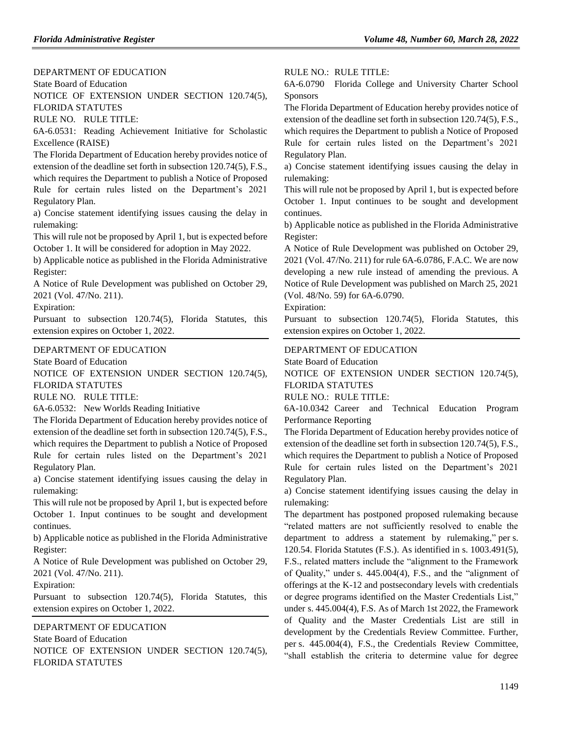DEPARTMENT OF EDUCATION

State Board of Education

NOTICE OF EXTENSION UNDER SECTION 120.74(5), FLORIDA STATUTES

RULE NO. RULE TITLE:

6A-6.0531: Reading Achievement Initiative for Scholastic Excellence (RAISE)

The Florida Department of Education hereby provides notice of extension of the deadline set forth in subsection 120.74(5), F.S., which requires the Department to publish a Notice of Proposed Rule for certain rules listed on the Department's 2021 Regulatory Plan.

a) Concise statement identifying issues causing the delay in rulemaking:

This will rule not be proposed by April 1, but is expected before October 1. It will be considered for adoption in May 2022.

b) Applicable notice as published in the Florida Administrative Register:

A Notice of Rule Development was published on October 29, 2021 (Vol. 47/No. 211).

Expiration:

Pursuant to subsection 120.74(5), Florida Statutes, this extension expires on October 1, 2022.

---

DEPARTMENT OF EDUCATION

State Board of Education

NOTICE OF EXTENSION UNDER SECTION 120.74(5), FLORIDA STATUTES

RULE NO. RULE TITLE:

6A-6.0532: New Worlds Reading Initiative

The Florida Department of Education hereby provides notice of extension of the deadline set forth in subsection 120.74(5), F.S., which requires the Department to publish a Notice of Proposed Rule for certain rules listed on the Department's 2021 Regulatory Plan.

a) Concise statement identifying issues causing the delay in rulemaking:

This will rule not be proposed by April 1, but is expected before October 1. Input continues to be sought and development continues.

b) Applicable notice as published in the Florida Administrative Register:

A Notice of Rule Development was published on October 29, 2021 (Vol. 47/No. 211).

Expiration:

Pursuant to subsection 120.74(5), Florida Statutes, this extension expires on October 1, 2022.

---

DEPARTMENT OF EDUCATION

State Board of Education

NOTICE OF EXTENSION UNDER SECTION 120.74(5), FLORIDA STATUTES

RULE NO.: RULE TITLE:

6A-6.0790 Florida College and University Charter School Sponsors

The Florida Department of Education hereby provides notice of extension of the deadline set forth in subsection 120.74(5), F.S., which requires the Department to publish a Notice of Proposed Rule for certain rules listed on the Department's 2021 Regulatory Plan.

a) Concise statement identifying issues causing the delay in rulemaking:

This will rule not be proposed by April 1, but is expected before October 1. Input continues to be sought and development continues.

b) Applicable notice as published in the Florida Administrative Register:

A Notice of Rule Development was published on October 29, 2021 (Vol. 47/No. 211) for rule 6A-6.0786, F.A.C. We are now developing a new rule instead of amending the previous. A Notice of Rule Development was published on March 25, 2021 (Vol. 48/No. 59) for 6A-6.0790.

Expiration:

Pursuant to subsection 120.74(5), Florida Statutes, this extension expires on October 1, 2022.

---

DEPARTMENT OF EDUCATION

State Board of Education

NOTICE OF EXTENSION UNDER SECTION 120.74(5), FLORIDA STATUTES

RULE NO.: RULE TITLE:

6A-10.0342 Career and Technical Education Program Performance Reporting

The Florida Department of Education hereby provides notice of extension of the deadline set forth in subsection 120.74(5), F.S., which requires the Department to publish a Notice of Proposed Rule for certain rules listed on the Department's 2021 Regulatory Plan.

a) Concise statement identifying issues causing the delay in rulemaking:

The department has postponed proposed rulemaking because "related matters are not sufficiently resolved to enable the department to address a statement by rulemaking," per s. 120.54. Florida Statutes (F.S.). As identified in s. 1003.491(5), F.S., related matters include the "alignment to the Framework of Quality," under s. 445.004(4), F.S., and the "alignment of offerings at the K-12 and postsecondary levels with credentials or degree programs identified on the Master Credentials List," under s. 445.004(4), F.S. As of March 1st 2022, the Framework of Quality and the Master Credentials List are still in development by the Credentials Review Committee. Further, per s. 445.004(4), F.S., the Credentials Review Committee, "shall establish the criteria to determine value for degree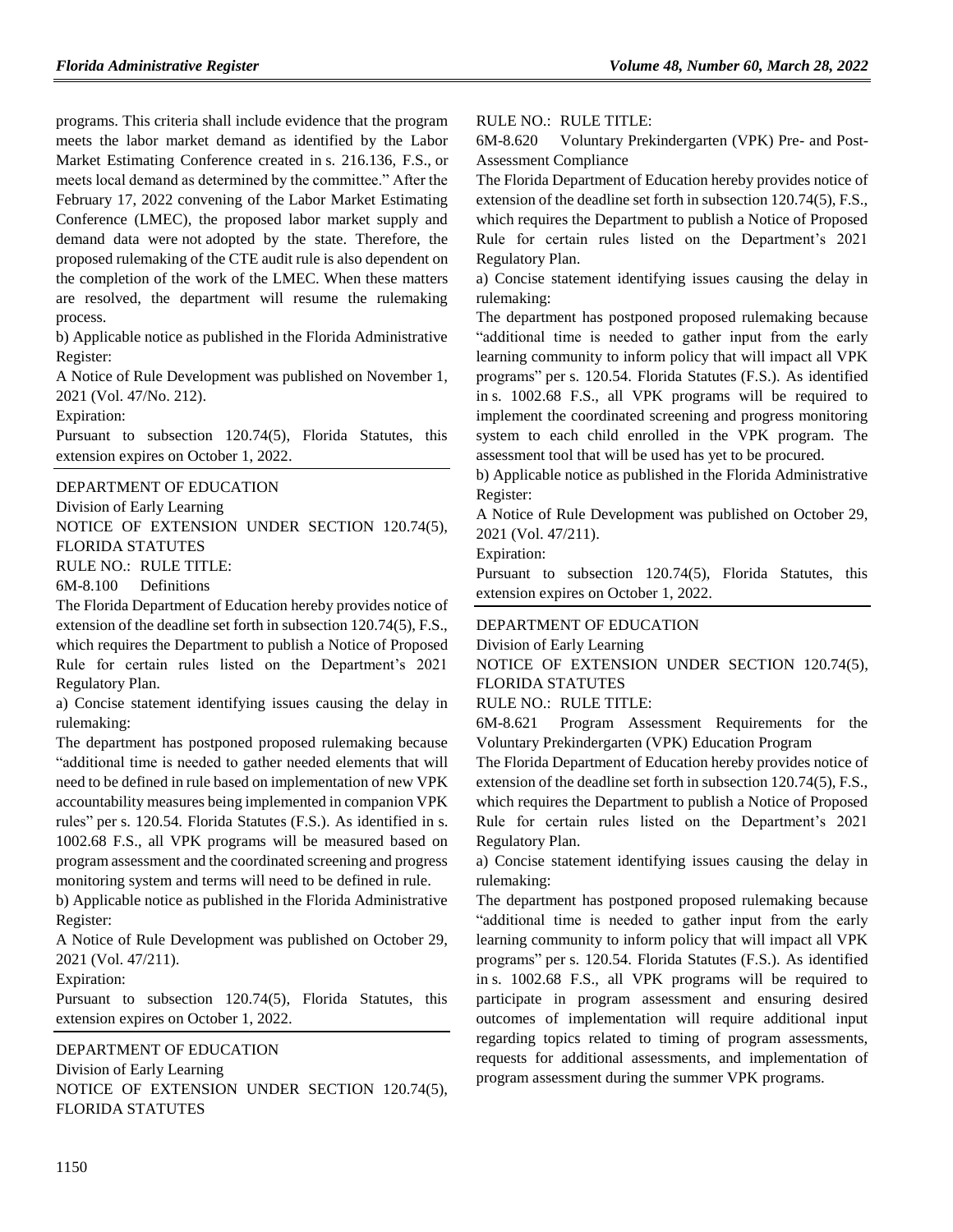programs. This criteria shall include evidence that the program meets the labor market demand as identified by the Labor Market Estimating Conference created in s. 216.136, F.S., or meets local demand as determined by the committee." After the February 17, 2022 convening of the Labor Market Estimating Conference (LMEC), the proposed labor market supply and demand data were not adopted by the state. Therefore, the proposed rulemaking of the CTE audit rule is also dependent on the completion of the work of the LMEC. When these matters are resolved, the department will resume the rulemaking process.

b) Applicable notice as published in the Florida Administrative Register:

A Notice of Rule Development was published on November 1, 2021 (Vol. 47/No. 212).

Expiration:

Pursuant to subsection 120.74(5), Florida Statutes, this extension expires on October 1, 2022.

---

DEPARTMENT OF EDUCATION

Division of Early Learning

NOTICE OF EXTENSION UNDER SECTION 120.74(5), FLORIDA STATUTES

RULE NO.: RULE TITLE:

6M-8.100 Definitions

The Florida Department of Education hereby provides notice of extension of the deadline set forth in subsection 120.74(5), F.S., which requires the Department to publish a Notice of Proposed Rule for certain rules listed on the Department's 2021 Regulatory Plan.

a) Concise statement identifying issues causing the delay in rulemaking:

The department has postponed proposed rulemaking because "additional time is needed to gather needed elements that will need to be defined in rule based on implementation of new VPK accountability measures being implemented in companion VPK rules" per s. 120.54. Florida Statutes (F.S.). As identified in s. 1002.68 F.S., all VPK programs will be measured based on program assessment and the coordinated screening and progress monitoring system and terms will need to be defined in rule.

b) Applicable notice as published in the Florida Administrative Register:

A Notice of Rule Development was published on October 29, 2021 (Vol. 47/211).

Expiration:

Pursuant to subsection 120.74(5), Florida Statutes, this extension expires on October 1, 2022.

---

DEPARTMENT OF EDUCATION

Division of Early Learning

NOTICE OF EXTENSION UNDER SECTION 120.74(5), FLORIDA STATUTES

RULE NO.: RULE TITLE:

6M-8.620 Voluntary Prekindergarten (VPK) Pre- and Post-Assessment Compliance

The Florida Department of Education hereby provides notice of extension of the deadline set forth in subsection 120.74(5), F.S., which requires the Department to publish a Notice of Proposed Rule for certain rules listed on the Department's 2021 Regulatory Plan.

a) Concise statement identifying issues causing the delay in rulemaking:

The department has postponed proposed rulemaking because "additional time is needed to gather input from the early learning community to inform policy that will impact all VPK programs" per s. 120.54. Florida Statutes (F.S.). As identified in s. 1002.68 F.S., all VPK programs will be required to implement the coordinated screening and progress monitoring system to each child enrolled in the VPK program. The assessment tool that will be used has yet to be procured.

b) Applicable notice as published in the Florida Administrative Register:

A Notice of Rule Development was published on October 29, 2021 (Vol. 47/211).

Expiration:

Pursuant to subsection 120.74(5), Florida Statutes, this extension expires on October 1, 2022.

---

DEPARTMENT OF EDUCATION

Division of Early Learning

NOTICE OF EXTENSION UNDER SECTION 120.74(5), FLORIDA STATUTES

RULE NO.: RULE TITLE:

6M-8.621 Program Assessment Requirements for the Voluntary Prekindergarten (VPK) Education Program

The Florida Department of Education hereby provides notice of extension of the deadline set forth in subsection 120.74(5), F.S., which requires the Department to publish a Notice of Proposed Rule for certain rules listed on the Department's 2021 Regulatory Plan.

a) Concise statement identifying issues causing the delay in rulemaking:

The department has postponed proposed rulemaking because "additional time is needed to gather input from the early learning community to inform policy that will impact all VPK programs" per s. 120.54. Florida Statutes (F.S.). As identified in s. 1002.68 F.S., all VPK programs will be required to participate in program assessment and ensuring desired outcomes of implementation will require additional input regarding topics related to timing of program assessments, requests for additional assessments, and implementation of program assessment during the summer VPK programs.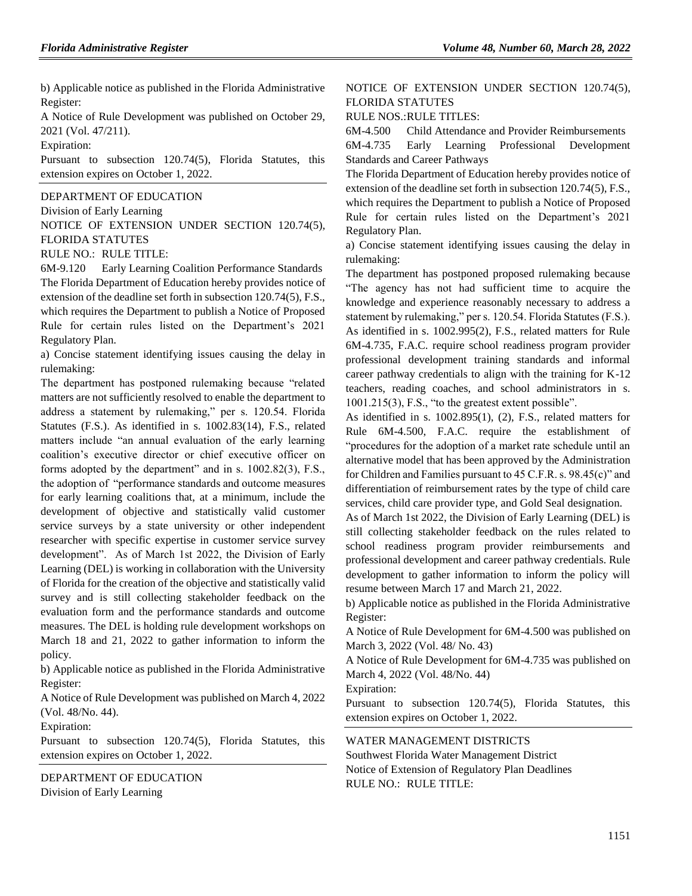b) Applicable notice as published in the Florida Administrative Register:

A Notice of Rule Development was published on October 29, 2021 (Vol. 47/211).

Expiration:

Pursuant to subsection 120.74(5), Florida Statutes, this extension expires on October 1, 2022.

---

DEPARTMENT OF EDUCATION

Division of Early Learning

NOTICE OF EXTENSION UNDER SECTION 120.74(5), FLORIDA STATUTES

RULE NO.: RULE TITLE:

6M-9.120 Early Learning Coalition Performance Standards

The Florida Department of Education hereby provides notice of extension of the deadline set forth in subsection 120.74(5), F.S., which requires the Department to publish a Notice of Proposed Rule for certain rules listed on the Department's 2021 Regulatory Plan.

a) Concise statement identifying issues causing the delay in rulemaking:

The department has postponed rulemaking because "related matters are not sufficiently resolved to enable the department to address a statement by rulemaking," per s. 120.54. Florida Statutes (F.S.). As identified in s. 1002.83(14), F.S., related matters include "an annual evaluation of the early learning coalition's executive director or chief executive officer on forms adopted by the department" and in s. 1002.82(3), F.S., the adoption of "performance standards and outcome measures for early learning coalitions that, at a minimum, include the development of objective and statistically valid customer service surveys by a state university or other independent researcher with specific expertise in customer service survey development". As of March 1st 2022, the Division of Early Learning (DEL) is working in collaboration with the University of Florida for the creation of the objective and statistically valid survey and is still collecting stakeholder feedback on the evaluation form and the performance standards and outcome measures. The DEL is holding rule development workshops on March 18 and 21, 2022 to gather information to inform the policy.

b) Applicable notice as published in the Florida Administrative Register:

A Notice of Rule Development was published on March 4, 2022 (Vol. 48/No. 44).

Expiration:

Pursuant to subsection 120.74(5), Florida Statutes, this extension expires on October 1, 2022.

---

DEPARTMENT OF EDUCATION

Division of Early Learning

NOTICE OF EXTENSION UNDER SECTION 120.74(5), FLORIDA STATUTES

RULE NOS.:RULE TITLES:

6M-4.500 Child Attendance and Provider Reimbursements

6M-4.735 Early Learning Professional Development Standards and Career Pathways

The Florida Department of Education hereby provides notice of extension of the deadline set forth in subsection 120.74(5), F.S., which requires the Department to publish a Notice of Proposed Rule for certain rules listed on the Department's 2021 Regulatory Plan.

a) Concise statement identifying issues causing the delay in rulemaking:

The department has postponed proposed rulemaking because "The agency has not had sufficient time to acquire the knowledge and experience reasonably necessary to address a statement by rulemaking," per s. 120.54. Florida Statutes (F.S.). As identified in s. 1002.995(2), F.S., related matters for Rule 6M-4.735, F.A.C. require school readiness program provider professional development training standards and informal career pathway credentials to align with the training for K-12 teachers, reading coaches, and school administrators in s. 1001.215(3), F.S., "to the greatest extent possible".

As identified in s. 1002.895(1), (2), F.S., related matters for Rule 6M-4.500, F.A.C. require the establishment of "procedures for the adoption of a market rate schedule until an alternative model that has been approved by the Administration for Children and Families pursuant to 45 C.F.R. s. 98.45(c)" and differentiation of reimbursement rates by the type of child care services, child care provider type, and Gold Seal designation.

As of March 1st 2022, the Division of Early Learning (DEL) is still collecting stakeholder feedback on the rules related to school readiness program provider reimbursements and professional development and career pathway credentials. Rule development to gather information to inform the policy will resume between March 17 and March 21, 2022.

b) Applicable notice as published in the Florida Administrative Register:

A Notice of Rule Development for 6M-4.500 was published on March 3, 2022 (Vol. 48/ No. 43)

A Notice of Rule Development for 6M-4.735 was published on March 4, 2022 (Vol. 48/No. 44)

Expiration:

Pursuant to subsection 120.74(5), Florida Statutes, this extension expires on October 1, 2022.

---

WATER MANAGEMENT DISTRICTS

Southwest Florida Water Management District

Notice of Extension of Regulatory Plan Deadlines

RULE NO.: RULE TITLE: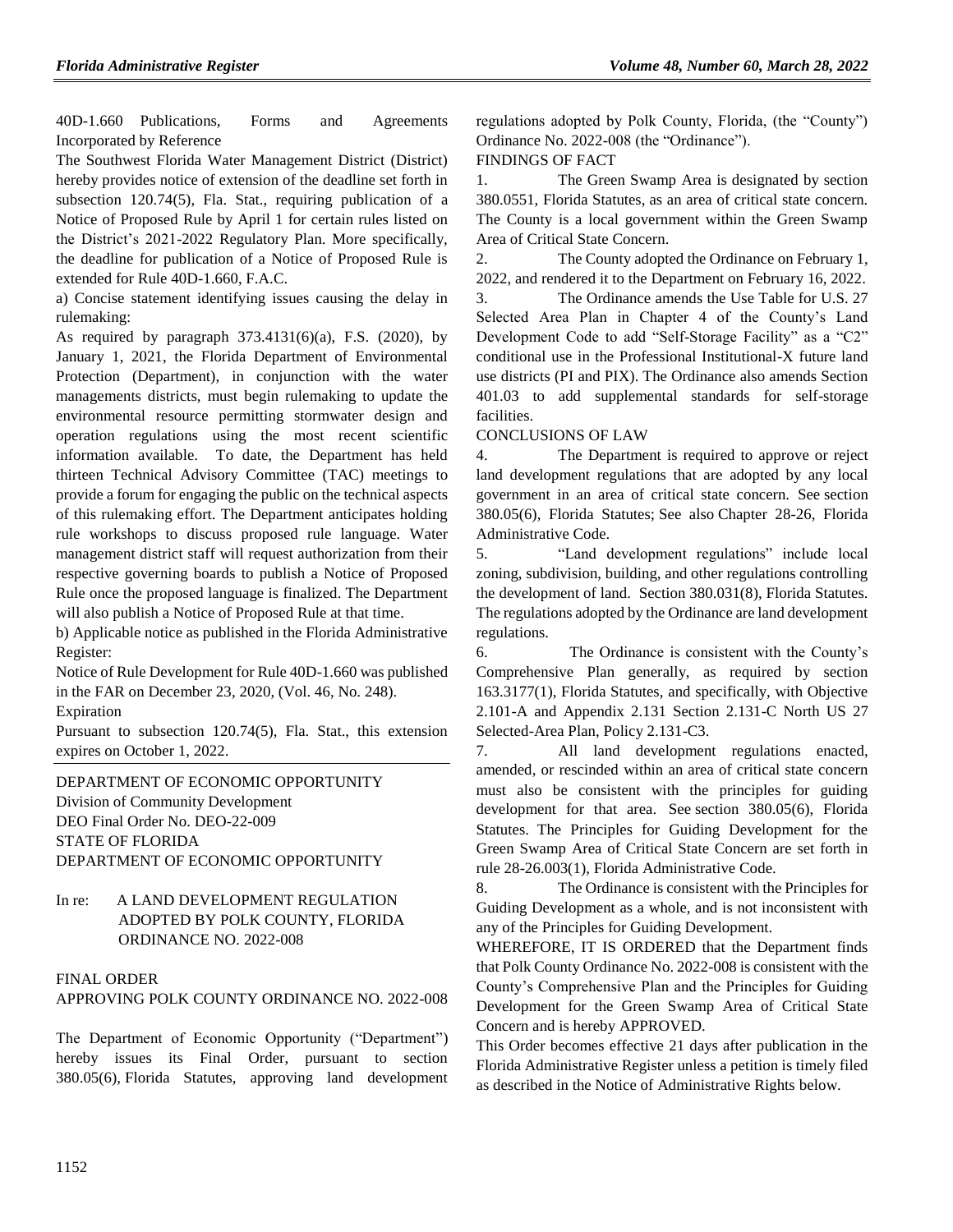40D-1.660 Publications, Forms and Agreements Incorporated by Reference

The Southwest Florida Water Management District (District) hereby provides notice of extension of the deadline set forth in subsection 120.74(5), Fla. Stat., requiring publication of a Notice of Proposed Rule by April 1 for certain rules listed on the District's 2021-2022 Regulatory Plan. More specifically, the deadline for publication of a Notice of Proposed Rule is extended for Rule 40D-1.660, F.A.C.

a) Concise statement identifying issues causing the delay in rulemaking:

As required by paragraph 373.4131(6)(a), F.S. (2020), by January 1, 2021, the Florida Department of Environmental Protection (Department), in conjunction with the water managements districts, must begin rulemaking to update the environmental resource permitting stormwater design and operation regulations using the most recent scientific information available. To date, the Department has held thirteen Technical Advisory Committee (TAC) meetings to provide a forum for engaging the public on the technical aspects of this rulemaking effort. The Department anticipates holding rule workshops to discuss proposed rule language. Water management district staff will request authorization from their respective governing boards to publish a Notice of Proposed Rule once the proposed language is finalized. The Department will also publish a Notice of Proposed Rule at that time.

b) Applicable notice as published in the Florida Administrative Register:

Notice of Rule Development for Rule 40D-1.660 was published in the FAR on December 23, 2020, (Vol. 46, No. 248).

Expiration

Pursuant to subsection 120.74(5), Fla. Stat., this extension expires on October 1, 2022.

---

DEPARTMENT OF ECONOMIC OPPORTUNITY
Division of Community Development
DEO Final Order No. DEO-22-009
STATE OF FLORIDA
DEPARTMENT OF ECONOMIC OPPORTUNITY

In re: A LAND DEVELOPMENT REGULATION ADOPTED BY POLK COUNTY, FLORIDA ORDINANCE NO. 2022-008

FINAL ORDER
APPROVING POLK COUNTY ORDINANCE NO. 2022-008

The Department of Economic Opportunity ("Department") hereby issues its Final Order, pursuant to section 380.05(6), Florida Statutes, approving land development regulations adopted by Polk County, Florida, (the "County") Ordinance No. 2022-008 (the "Ordinance").

FINDINGS OF FACT

1. The Green Swamp Area is designated by section 380.0551, Florida Statutes, as an area of critical state concern. The County is a local government within the Green Swamp Area of Critical State Concern.

2. The County adopted the Ordinance on February 1, 2022, and rendered it to the Department on February 16, 2022.

3. The Ordinance amends the Use Table for U.S. 27 Selected Area Plan in Chapter 4 of the County's Land Development Code to add "Self-Storage Facility" as a "C2" conditional use in the Professional Institutional-X future land use districts (PI and PIX). The Ordinance also amends Section 401.03 to add supplemental standards for self-storage facilities.

CONCLUSIONS OF LAW

4. The Department is required to approve or reject land development regulations that are adopted by any local government in an area of critical state concern. See section 380.05(6), Florida Statutes; See also Chapter 28-26, Florida Administrative Code.

5. "Land development regulations" include local zoning, subdivision, building, and other regulations controlling the development of land. Section 380.031(8), Florida Statutes. The regulations adopted by the Ordinance are land development regulations.

6. The Ordinance is consistent with the County's Comprehensive Plan generally, as required by section 163.3177(1), Florida Statutes, and specifically, with Objective 2.101-A and Appendix 2.131 Section 2.131-C North US 27 Selected-Area Plan, Policy 2.131-C3.

7. All land development regulations enacted, amended, or rescinded within an area of critical state concern must also be consistent with the principles for guiding development for that area. See section 380.05(6), Florida Statutes. The Principles for Guiding Development for the Green Swamp Area of Critical State Concern are set forth in rule 28-26.003(1), Florida Administrative Code.

8. The Ordinance is consistent with the Principles for Guiding Development as a whole, and is not inconsistent with any of the Principles for Guiding Development.

WHEREFORE, IT IS ORDERED that the Department finds that Polk County Ordinance No. 2022-008 is consistent with the County's Comprehensive Plan and the Principles for Guiding Development for the Green Swamp Area of Critical State Concern and is hereby APPROVED.

This Order becomes effective 21 days after publication in the Florida Administrative Register unless a petition is timely filed as described in the Notice of Administrative Rights below.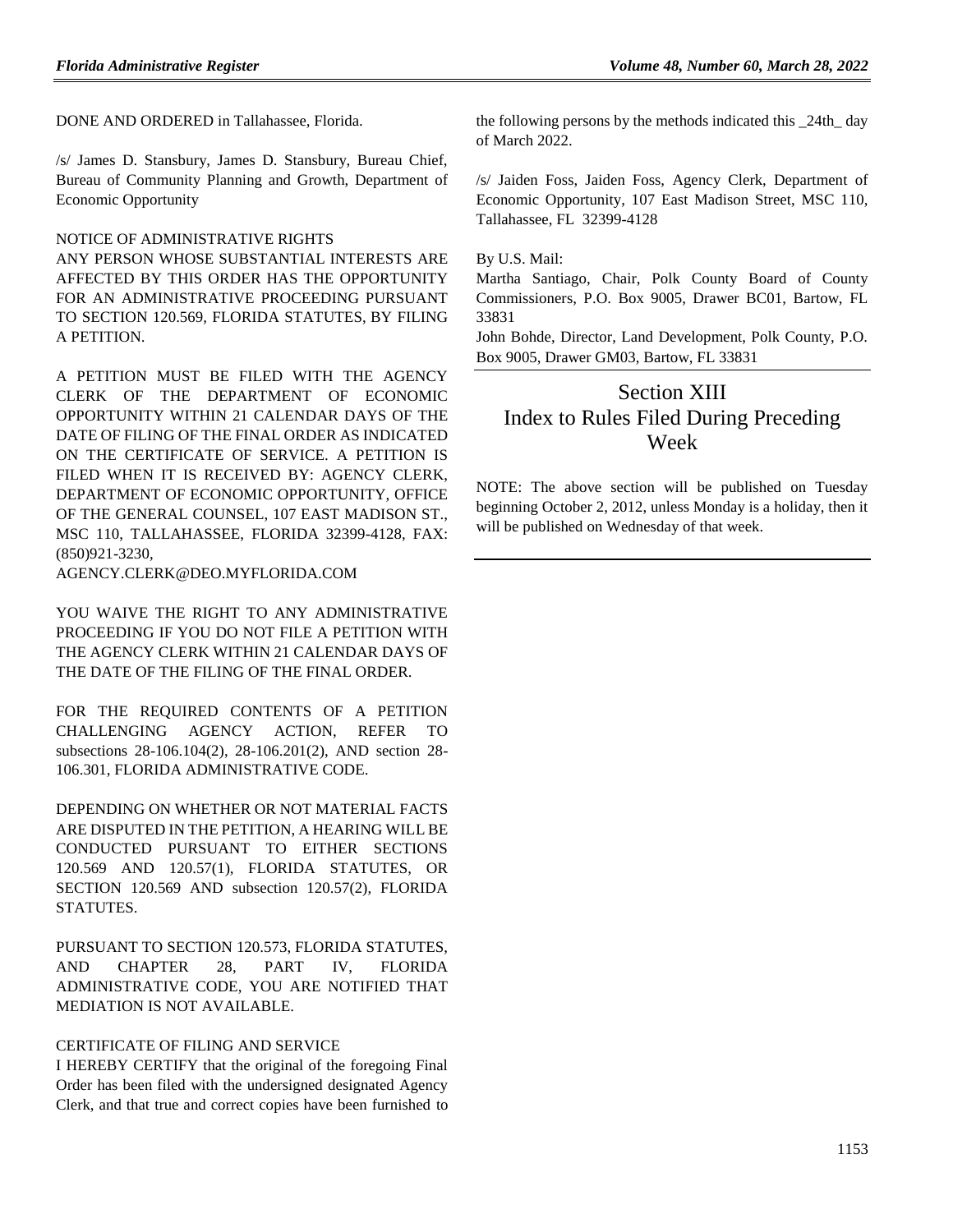DONE AND ORDERED in Tallahassee, Florida.

/s/ James D. Stansbury, James D. Stansbury, Bureau Chief, Bureau of Community Planning and Growth, Department of Economic Opportunity

NOTICE OF ADMINISTRATIVE RIGHTS

ANY PERSON WHOSE SUBSTANTIAL INTERESTS ARE AFFECTED BY THIS ORDER HAS THE OPPORTUNITY FOR AN ADMINISTRATIVE PROCEEDING PURSUANT TO SECTION 120.569, FLORIDA STATUTES, BY FILING A PETITION.

A PETITION MUST BE FILED WITH THE AGENCY CLERK OF THE DEPARTMENT OF ECONOMIC OPPORTUNITY WITHIN 21 CALENDAR DAYS OF THE DATE OF FILING OF THE FINAL ORDER AS INDICATED ON THE CERTIFICATE OF SERVICE. A PETITION IS FILED WHEN IT IS RECEIVED BY: AGENCY CLERK, DEPARTMENT OF ECONOMIC OPPORTUNITY, OFFICE OF THE GENERAL COUNSEL, 107 EAST MADISON ST., MSC 110, TALLAHASSEE, FLORIDA 32399-4128, FAX: (850)921-3230,

AGENCY.CLERK@DEO.MYFLORIDA.COM

YOU WAIVE THE RIGHT TO ANY ADMINISTRATIVE PROCEEDING IF YOU DO NOT FILE A PETITION WITH THE AGENCY CLERK WITHIN 21 CALENDAR DAYS OF THE DATE OF THE FILING OF THE FINAL ORDER.

FOR THE REQUIRED CONTENTS OF A PETITION CHALLENGING AGENCY ACTION, REFER TO subsections 28-106.104(2), 28-106.201(2), AND section 28-106.301, FLORIDA ADMINISTRATIVE CODE.

DEPENDING ON WHETHER OR NOT MATERIAL FACTS ARE DISPUTED IN THE PETITION, A HEARING WILL BE CONDUCTED PURSUANT TO EITHER SECTIONS 120.569 AND 120.57(1), FLORIDA STATUTES, OR SECTION 120.569 AND subsection 120.57(2), FLORIDA STATUTES.

PURSUANT TO SECTION 120.573, FLORIDA STATUTES, AND CHAPTER 28, PART IV, FLORIDA ADMINISTRATIVE CODE, YOU ARE NOTIFIED THAT MEDIATION IS NOT AVAILABLE.

CERTIFICATE OF FILING AND SERVICE

I HEREBY CERTIFY that the original of the foregoing Final Order has been filed with the undersigned designated Agency Clerk, and that true and correct copies have been furnished to the following persons by the methods indicated this _24th_ day of March 2022.

/s/ Jaiden Foss, Jaiden Foss, Agency Clerk, Department of Economic Opportunity, 107 East Madison Street, MSC 110, Tallahassee, FL 32399-4128

By U.S. Mail:

Martha Santiago, Chair, Polk County Board of County Commissioners, P.O. Box 9005, Drawer BC01, Bartow, FL 33831

John Bohde, Director, Land Development, Polk County, P.O. Box 9005, Drawer GM03, Bartow, FL 33831

# Section XIII
# Index to Rules Filed During Preceding Week

NOTE: The above section will be published on Tuesday beginning October 2, 2012, unless Monday is a holiday, then it will be published on Wednesday of that week.